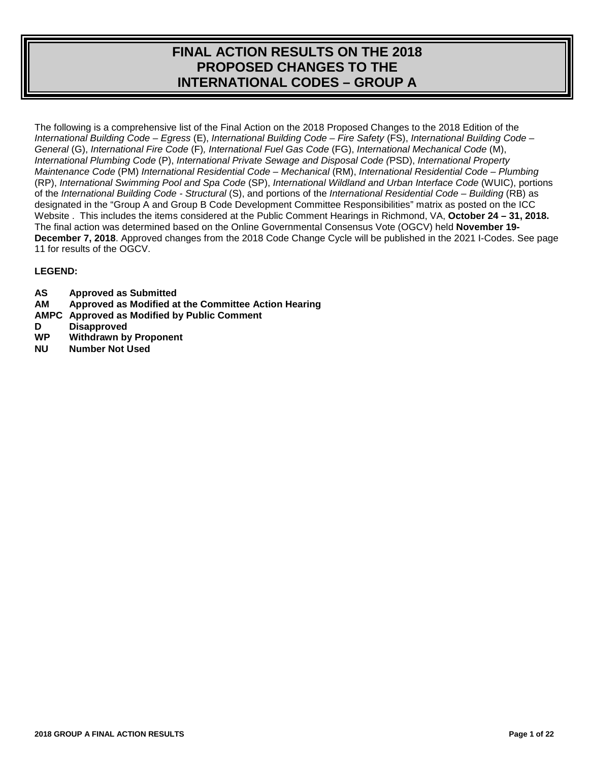# FINAL ACTION RESULTS ON THE 2018 PROPOSED CHANGES TO THE INTERNATIONAL CODES – GROUP A

The following is a comprehensive list of the Final Action on the 2018 Proposed Changes to the 2018 Edition of the *International Building Code – Egress* (E), *International Building Code – Fire Safety* (FS), *International Building Code – General* (G), *International Fire Code* (F), *International Fuel Gas Code* (FG), *International Mechanical Code* (M), *International Plumbing Code* (P), *International Private Sewage and Disposal Code (*PSD), *International Property Maintenance Code* (PM) *International Residential Code – Mechanical* (RM), *International Residential Code – Plumbing* (RP), *International Swimming Pool and Spa Code* (SP), *International Wildland and Urban Interface Code* (WUIC), portions of the *International Building Code - Structural* (S), and portions of the *International Residential Code – Building* (RB) as designated in the "Group A and Group B Code Development Committee Responsibilities" matrix as posted on the ICC Website . This includes the items considered at the Public Comment Hearings in Richmond, VA, **October 24 – 31, 2018.** The final action was determined based on the Online Governmental Consensus Vote (OGCV) held **November 19-December 7, 2018**. Approved changes from the 2018 Code Change Cycle will be published in the 2021 I-Codes. See page 11 for results of the OGCV.

**LEGEND:**

- **AS** **Approved as Submitted**
- **AM** **Approved as Modified at the Committee Action Hearing**
- **AMPC** **Approved as Modified by Public Comment**
- **D** **Disapproved**
- **WP** **Withdrawn by Proponent**
- **NU** **Number Not Used**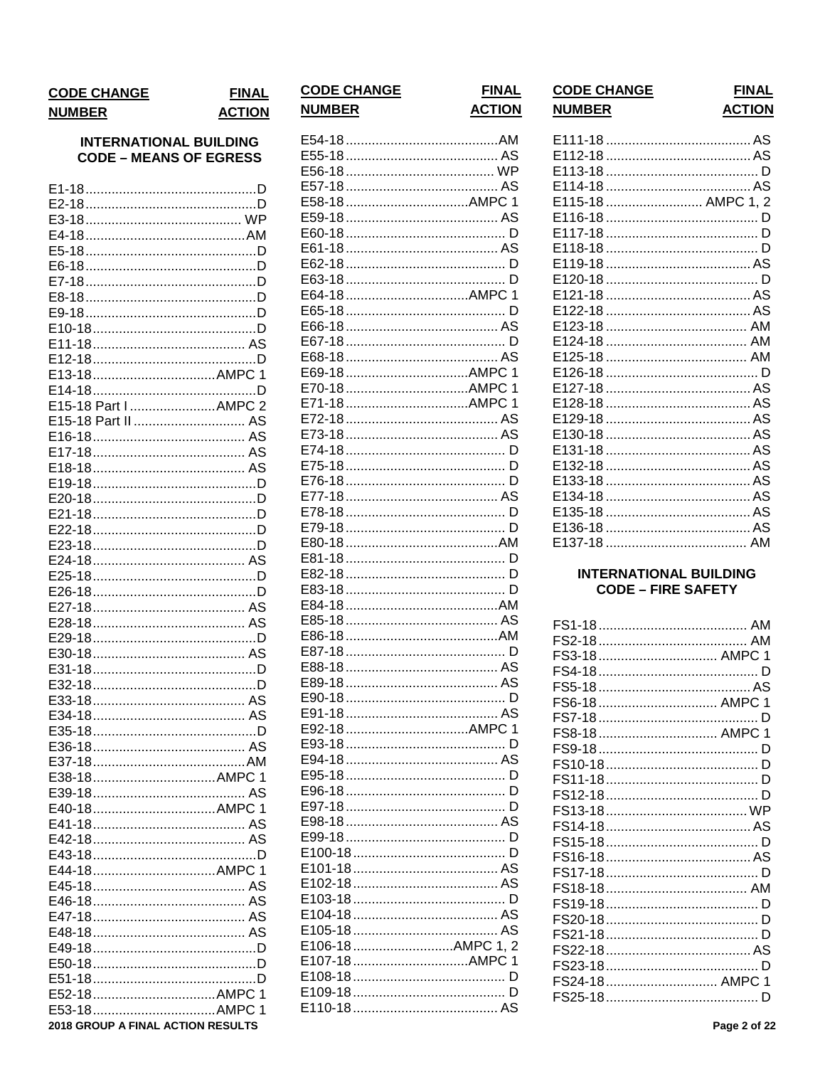| CODE CHANGE NUMBER | FINAL ACTION |
|---|---|

## INTERNATIONAL BUILDING CODE – MEANS OF EGRESS

| CODE CHANGE NUMBER | FINAL ACTION |
|---|---|
| E1-18 | D |
| E2-18 | D |
| E3-18 | WP |
| E4-18 | AM |
| E5-18 | D |
| E6-18 | D |
| E7-18 | D |
| E8-18 | D |
| E9-18 | D |
| E10-18 | D |
| E11-18 | AS |
| E12-18 | D |
| E13-18 | AMPC 1 |
| E14-18 | D |
| E15-18 Part I | AMPC 2 |
| E15-18 Part II | AS |
| E16-18 | AS |
| E17-18 | AS |
| E18-18 | AS |
| E19-18 | D |
| E20-18 | D |
| E21-18 | D |
| E22-18 | D |
| E23-18 | D |
| E24-18 | AS |
| E25-18 | D |
| E26-18 | D |
| E27-18 | AS |
| E28-18 | AS |
| E29-18 | D |
| E30-18 | AS |
| E31-18 | D |
| E32-18 | D |
| E33-18 | AS |
| E34-18 | AS |
| E35-18 | D |
| E36-18 | AS |
| E37-18 | AM |
| E38-18 | AMPC 1 |
| E39-18 | AS |
| E40-18 | AMPC 1 |
| E41-18 | AS |
| E42-18 | AS |
| E43-18 | D |
| E44-18 | AMPC 1 |
| E45-18 | AS |
| E46-18 | AS |
| E47-18 | AS |
| E48-18 | AS |
| E49-18 | D |
| E50-18 | D |
| E51-18 | D |
| E52-18 | AMPC 1 |
| E53-18 | AMPC 1 |
| E54-18 | AM |
| E55-18 | AS |
| E56-18 | WP |
| E57-18 | AS |
| E58-18 | AMPC 1 |
| E59-18 | AS |
| E60-18 | D |
| E61-18 | AS |
| E62-18 | D |
| E63-18 | D |
| E64-18 | AMPC 1 |
| E65-18 | D |
| E66-18 | AS |
| E67-18 | D |
| E68-18 | AS |
| E69-18 | AMPC 1 |
| E70-18 | AMPC 1 |
| E71-18 | AMPC 1 |
| E72-18 | AS |
| E73-18 | AS |
| E74-18 | D |
| E75-18 | D |
| E76-18 | D |
| E77-18 | AS |
| E78-18 | D |
| E79-18 | D |
| E80-18 | AM |
| E81-18 | D |
| E82-18 | D |
| E83-18 | D |
| E84-18 | AM |
| E85-18 | AS |
| E86-18 | AM |
| E87-18 | D |
| E88-18 | AS |
| E89-18 | AS |
| E90-18 | D |
| E91-18 | AS |
| E92-18 | AMPC 1 |
| E93-18 | D |
| E94-18 | AS |
| E95-18 | D |
| E96-18 | D |
| E97-18 | D |
| E98-18 | AS |
| E99-18 | D |
| E100-18 | D |
| E101-18 | AS |
| E102-18 | AS |
| E103-18 | D |
| E104-18 | AS |
| E105-18 | AS |
| E106-18 | AMPC 1, 2 |
| E107-18 | AMPC 1 |
| E108-18 | D |
| E109-18 | D |
| E110-18 | AS |
| E111-18 | AS |
| E112-18 | AS |
| E113-18 | D |
| E114-18 | AS |
| E115-18 | AMPC 1, 2 |
| E116-18 | D |
| E117-18 | D |
| E118-18 | D |
| E119-18 | AS |
| E120-18 | D |
| E121-18 | AS |
| E122-18 | AS |
| E123-18 | AM |
| E124-18 | AM |
| E125-18 | AM |
| E126-18 | D |
| E127-18 | AS |
| E128-18 | AS |
| E129-18 | AS |
| E130-18 | AS |
| E131-18 | AS |
| E132-18 | AS |
| E133-18 | AS |
| E134-18 | AS |
| E135-18 | AS |
| E136-18 | AS |
| E137-18 | AM |

## INTERNATIONAL BUILDING CODE – FIRE SAFETY

| CODE CHANGE NUMBER | FINAL ACTION |
|---|---|
| FS1-18 | AM |
| FS2-18 | AM |
| FS3-18 | AMPC 1 |
| FS4-18 | D |
| FS5-18 | AS |
| FS6-18 | AMPC 1 |
| FS7-18 | D |
| FS8-18 | AMPC 1 |
| FS9-18 | D |
| FS10-18 | D |
| FS11-18 | D |
| FS12-18 | D |
| FS13-18 | WP |
| FS14-18 | AS |
| FS15-18 | D |
| FS16-18 | AS |
| FS17-18 | D |
| FS18-18 | AM |
| FS19-18 | D |
| FS20-18 | D |
| FS21-18 | D |
| FS22-18 | AS |
| FS23-18 | D |
| FS24-18 | AMPC 1 |
| FS25-18 | D |

2018 GROUP A FINAL ACTION RESULTS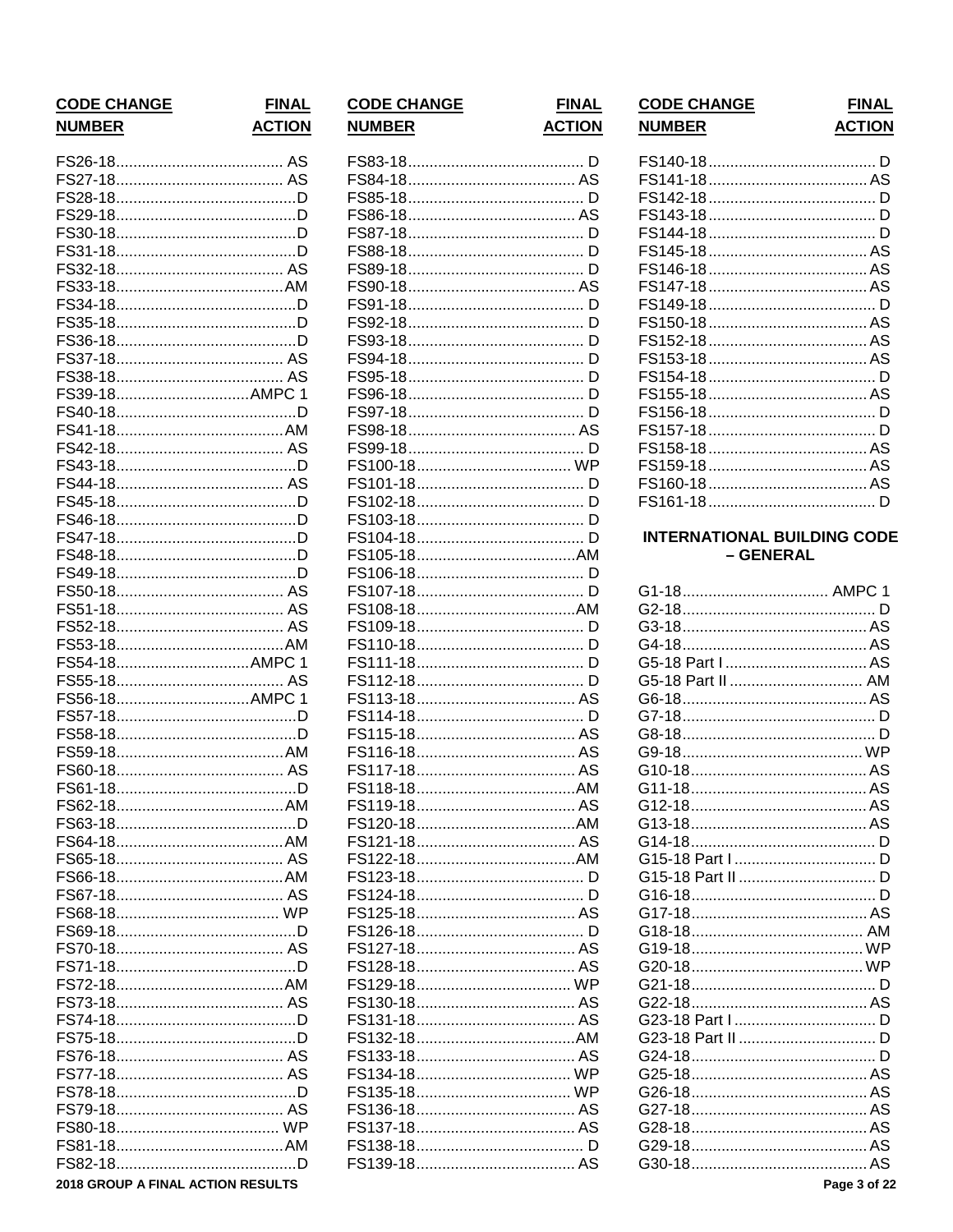| CODE CHANGE NUMBER | FINAL ACTION |
| --- | --- |
| FS26-18 | AS |
| FS27-18 | AS |
| FS28-18 | D |
| FS29-18 | D |
| FS30-18 | D |
| FS31-18 | D |
| FS32-18 | AS |
| FS33-18 | AM |
| FS34-18 | D |
| FS35-18 | D |
| FS36-18 | D |
| FS37-18 | AS |
| FS38-18 | AS |
| FS39-18 | AMPC 1 |
| FS40-18 | D |
| FS41-18 | AM |
| FS42-18 | AS |
| FS43-18 | D |
| FS44-18 | AS |
| FS45-18 | D |
| FS46-18 | D |
| FS47-18 | D |
| FS48-18 | D |
| FS49-18 | D |
| FS50-18 | AS |
| FS51-18 | AS |
| FS52-18 | AS |
| FS53-18 | AM |
| FS54-18 | AMPC 1 |
| FS55-18 | AS |
| FS56-18 | AMPC 1 |
| FS57-18 | D |
| FS58-18 | D |
| FS59-18 | AM |
| FS60-18 | AS |
| FS61-18 | D |
| FS62-18 | AM |
| FS63-18 | D |
| FS64-18 | AM |
| FS65-18 | AS |
| FS66-18 | AM |
| FS67-18 | AS |
| FS68-18 | WP |
| FS69-18 | D |
| FS70-18 | AS |
| FS71-18 | D |
| FS72-18 | AM |
| FS73-18 | AS |
| FS74-18 | D |
| FS75-18 | D |
| FS76-18 | AS |
| FS77-18 | AS |
| FS78-18 | D |
| FS79-18 | AS |
| FS80-18 | WP |
| FS81-18 | AM |
| FS82-18 | D |
| FS83-18 | D |
| FS84-18 | AS |
| FS85-18 | D |
| FS86-18 | AS |
| FS87-18 | D |
| FS88-18 | D |
| FS89-18 | D |
| FS90-18 | AS |
| FS91-18 | D |
| FS92-18 | D |
| FS93-18 | D |
| FS94-18 | D |
| FS95-18 | D |
| FS96-18 | D |
| FS97-18 | D |
| FS98-18 | AS |
| FS99-18 | D |
| FS100-18 | WP |
| FS101-18 | D |
| FS102-18 | D |
| FS103-18 | D |
| FS104-18 | D |
| FS105-18 | AM |
| FS106-18 | D |
| FS107-18 | D |
| FS108-18 | AM |
| FS109-18 | D |
| FS110-18 | D |
| FS111-18 | D |
| FS112-18 | D |
| FS113-18 | AS |
| FS114-18 | D |
| FS115-18 | AS |
| FS116-18 | AS |
| FS117-18 | AS |
| FS118-18 | AM |
| FS119-18 | AS |
| FS120-18 | AM |
| FS121-18 | AS |
| FS122-18 | AM |
| FS123-18 | D |
| FS124-18 | D |
| FS125-18 | AS |
| FS126-18 | D |
| FS127-18 | AS |
| FS128-18 | AS |
| FS129-18 | WP |
| FS130-18 | AS |
| FS131-18 | AS |
| FS132-18 | AM |
| FS133-18 | AS |
| FS134-18 | WP |
| FS135-18 | WP |
| FS136-18 | AS |
| FS137-18 | AS |
| FS138-18 | D |
| FS139-18 | AS |
| FS140-18 | D |
| FS141-18 | AS |
| FS142-18 | D |
| FS143-18 | D |
| FS144-18 | D |
| FS145-18 | AS |
| FS146-18 | AS |
| FS147-18 | AS |
| FS149-18 | D |
| FS150-18 | AS |
| FS152-18 | AS |
| FS153-18 | AS |
| FS154-18 | D |
| FS155-18 | AS |
| FS156-18 | D |
| FS157-18 | D |
| FS158-18 | AS |
| FS159-18 | AS |
| FS160-18 | AS |
| FS161-18 | D |

## INTERNATIONAL BUILDING CODE – GENERAL

| CODE CHANGE NUMBER | FINAL ACTION |
| --- | --- |
| G1-18 | AMPC 1 |
| G2-18 | D |
| G3-18 | AS |
| G4-18 | AS |
| G5-18 Part I | AS |
| G5-18 Part II | AM |
| G6-18 | AS |
| G7-18 | D |
| G8-18 | D |
| G9-18 | WP |
| G10-18 | AS |
| G11-18 | AS |
| G12-18 | AS |
| G13-18 | AS |
| G14-18 | D |
| G15-18 Part I | D |
| G15-18 Part II | D |
| G16-18 | D |
| G17-18 | AS |
| G18-18 | AM |
| G19-18 | WP |
| G20-18 | WP |
| G21-18 | D |
| G22-18 | AS |
| G23-18 Part I | D |
| G23-18 Part II | D |
| G24-18 | D |
| G25-18 | AS |
| G26-18 | AS |
| G27-18 | AS |
| G28-18 | AS |
| G29-18 | AS |
| G30-18 | AS |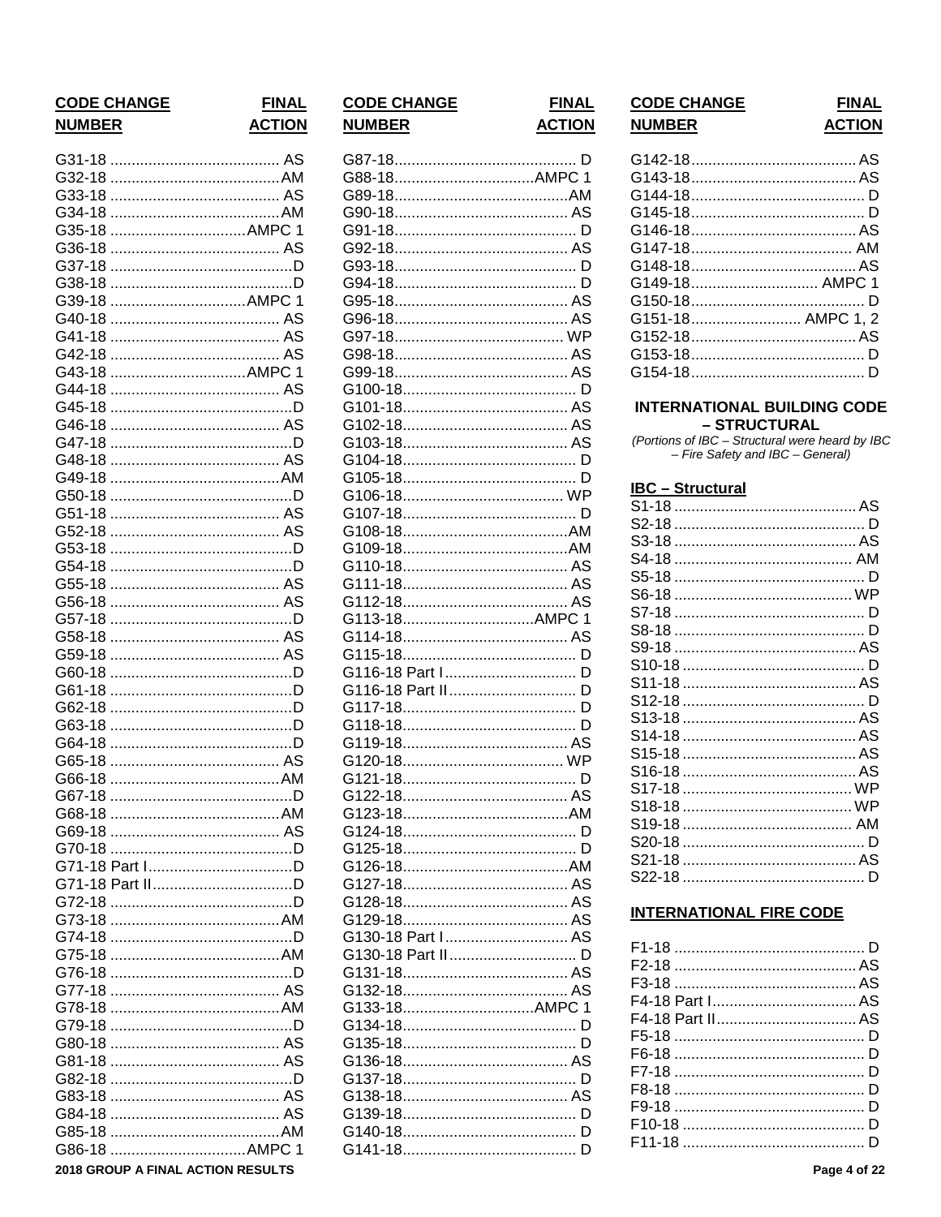| CODE CHANGE NUMBER | FINAL ACTION |
|---|---|
| G31-18 | AS |
| G32-18 | AM |
| G33-18 | AS |
| G34-18 | AM |
| G35-18 | AMPC 1 |
| G36-18 | AS |
| G37-18 | D |
| G38-18 | D |
| G39-18 | AMPC 1 |
| G40-18 | AS |
| G41-18 | AS |
| G42-18 | AS |
| G43-18 | AMPC 1 |
| G44-18 | AS |
| G45-18 | D |
| G46-18 | AS |
| G47-18 | D |
| G48-18 | AS |
| G49-18 | AM |
| G50-18 | D |
| G51-18 | AS |
| G52-18 | AS |
| G53-18 | D |
| G54-18 | D |
| G55-18 | AS |
| G56-18 | AS |
| G57-18 | D |
| G58-18 | AS |
| G59-18 | AS |
| G60-18 | D |
| G61-18 | D |
| G62-18 | D |
| G63-18 | D |
| G64-18 | D |
| G65-18 | AS |
| G66-18 | AM |
| G67-18 | D |
| G68-18 | AM |
| G69-18 | AS |
| G70-18 | D |
| G71-18 Part I | D |
| G71-18 Part II | D |
| G72-18 | D |
| G73-18 | AM |
| G74-18 | D |
| G75-18 | AM |
| G76-18 | D |
| G77-18 | AS |
| G78-18 | AM |
| G79-18 | D |
| G80-18 | AS |
| G81-18 | AS |
| G82-18 | D |
| G83-18 | AS |
| G84-18 | AS |
| G85-18 | AM |
| G86-18 | AMPC 1 |

| CODE CHANGE NUMBER | FINAL ACTION |
|---|---|
| G87-18 | D |
| G88-18 | AMPC 1 |
| G89-18 | AM |
| G90-18 | AS |
| G91-18 | D |
| G92-18 | AS |
| G93-18 | D |
| G94-18 | D |
| G95-18 | AS |
| G96-18 | AS |
| G97-18 | WP |
| G98-18 | AS |
| G99-18 | AS |
| G100-18 | D |
| G101-18 | AS |
| G102-18 | AS |
| G103-18 | AS |
| G104-18 | D |
| G105-18 | D |
| G106-18 | WP |
| G107-18 | D |
| G108-18 | AM |
| G109-18 | AM |
| G110-18 | AS |
| G111-18 | AS |
| G112-18 | AS |
| G113-18 | AMPC 1 |
| G114-18 | AS |
| G115-18 | D |
| G116-18 Part I | D |
| G116-18 Part II | D |
| G117-18 | D |
| G118-18 | D |
| G119-18 | AS |
| G120-18 | WP |
| G121-18 | D |
| G122-18 | AS |
| G123-18 | AM |
| G124-18 | D |
| G125-18 | D |
| G126-18 | AM |
| G127-18 | AS |
| G128-18 | AS |
| G129-18 | AS |
| G130-18 Part I | AS |
| G130-18 Part II | D |
| G131-18 | AS |
| G132-18 | AS |
| G133-18 | AMPC 1 |
| G134-18 | D |
| G135-18 | D |
| G136-18 | AS |
| G137-18 | D |
| G138-18 | AS |
| G139-18 | D |
| G140-18 | D |
| G141-18 | D |

| CODE CHANGE NUMBER | FINAL ACTION |
|---|---|
| G142-18 | AS |
| G143-18 | AS |
| G144-18 | D |
| G145-18 | D |
| G146-18 | AS |
| G147-18 | AM |
| G148-18 | AS |
| G149-18 | AMPC 1 |
| G150-18 | D |
| G151-18 | AMPC 1, 2 |
| G152-18 | AS |
| G153-18 | D |
| G154-18 | D |

## INTERNATIONAL BUILDING CODE – STRUCTURAL

*(Portions of IBC – Structural were heard by IBC – Fire Safety and IBC – General)*

### IBC – Structural

| CODE CHANGE NUMBER | FINAL ACTION |
|---|---|
| S1-18 | AS |
| S2-18 | D |
| S3-18 | AS |
| S4-18 | AM |
| S5-18 | D |
| S6-18 | WP |
| S7-18 | D |
| S8-18 | D |
| S9-18 | AS |
| S10-18 | D |
| S11-18 | AS |
| S12-18 | D |
| S13-18 | AS |
| S14-18 | AS |
| S15-18 | AS |
| S16-18 | AS |
| S17-18 | WP |
| S18-18 | WP |
| S19-18 | AM |
| S20-18 | D |
| S21-18 | AS |
| S22-18 | D |

## INTERNATIONAL FIRE CODE

| CODE CHANGE NUMBER | FINAL ACTION |
|---|---|
| F1-18 | D |
| F2-18 | AS |
| F3-18 | AS |
| F4-18 Part I | AS |
| F4-18 Part II | AS |
| F5-18 | D |
| F6-18 | D |
| F7-18 | D |
| F8-18 | D |
| F9-18 | D |
| F10-18 | D |
| F11-18 | D |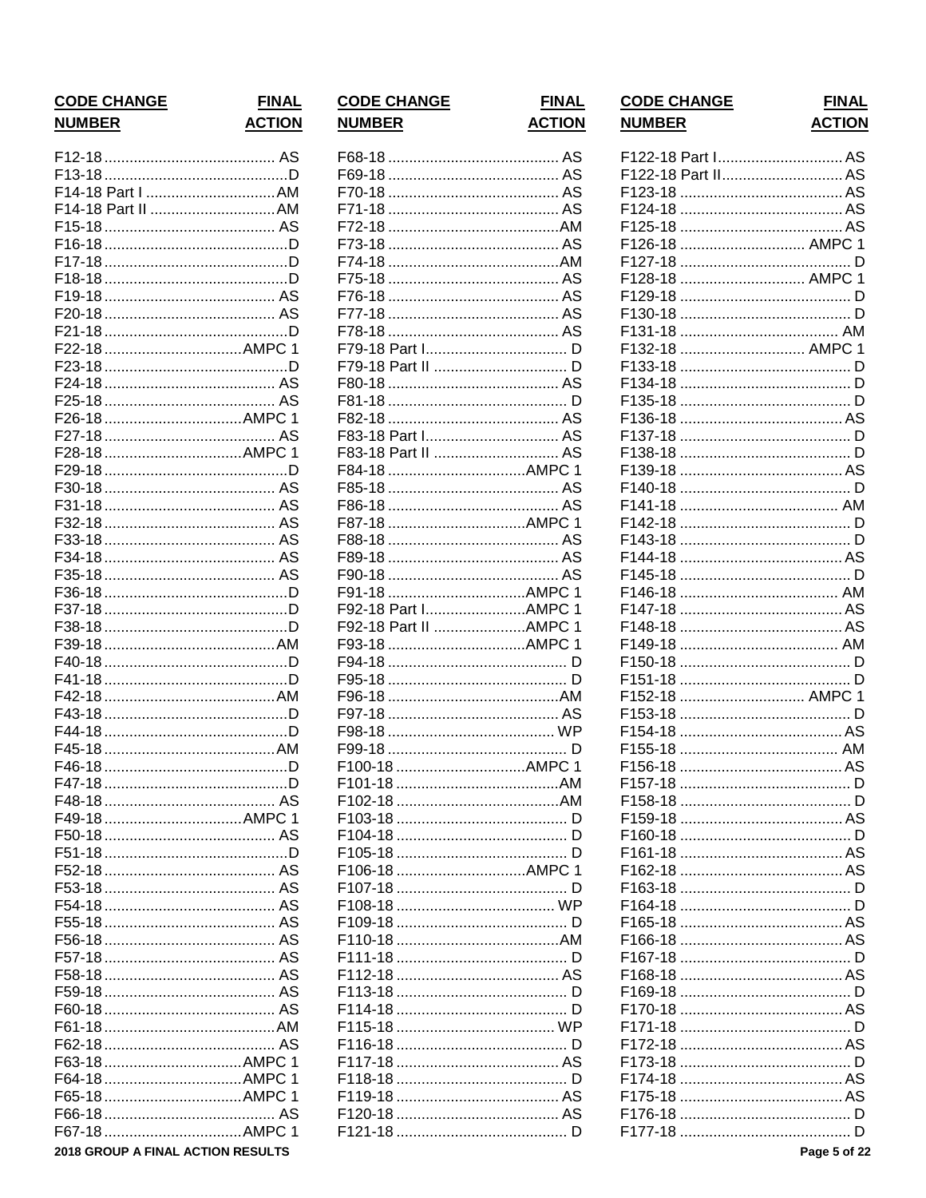| CODE CHANGE NUMBER | FINAL ACTION |
|---|---|
| F12-18 | AS |
| F13-18 | D |
| F14-18 Part I | AM |
| F14-18 Part II | AM |
| F15-18 | AS |
| F16-18 | D |
| F17-18 | D |
| F18-18 | D |
| F19-18 | AS |
| F20-18 | AS |
| F21-18 | D |
| F22-18 | AMPC 1 |
| F23-18 | D |
| F24-18 | AS |
| F25-18 | AS |
| F26-18 | AMPC 1 |
| F27-18 | AS |
| F28-18 | AMPC 1 |
| F29-18 | D |
| F30-18 | AS |
| F31-18 | AS |
| F32-18 | AS |
| F33-18 | AS |
| F34-18 | AS |
| F35-18 | AS |
| F36-18 | D |
| F37-18 | D |
| F38-18 | D |
| F39-18 | AM |
| F40-18 | D |
| F41-18 | D |
| F42-18 | AM |
| F43-18 | D |
| F44-18 | D |
| F45-18 | AM |
| F46-18 | D |
| F47-18 | D |
| F48-18 | AS |
| F49-18 | AMPC 1 |
| F50-18 | AS |
| F51-18 | D |
| F52-18 | AS |
| F53-18 | AS |
| F54-18 | AS |
| F55-18 | AS |
| F56-18 | AS |
| F57-18 | AS |
| F58-18 | AS |
| F59-18 | AS |
| F60-18 | AS |
| F61-18 | AM |
| F62-18 | AS |
| F63-18 | AMPC 1 |
| F64-18 | AMPC 1 |
| F65-18 | AMPC 1 |
| F66-18 | AS |
| F67-18 | AMPC 1 |
| F68-18 | AS |
| F69-18 | AS |
| F70-18 | AS |
| F71-18 | AS |
| F72-18 | AM |
| F73-18 | AS |
| F74-18 | AM |
| F75-18 | AS |
| F76-18 | AS |
| F77-18 | AS |
| F78-18 | AS |
| F79-18 Part I | D |
| F79-18 Part II | D |
| F80-18 | AS |
| F81-18 | D |
| F82-18 | AS |
| F83-18 Part I | AS |
| F83-18 Part II | AS |
| F84-18 | AMPC 1 |
| F85-18 | AS |
| F86-18 | AS |
| F87-18 | AMPC 1 |
| F88-18 | AS |
| F89-18 | AS |
| F90-18 | AS |
| F91-18 | AMPC 1 |
| F92-18 Part I | AMPC 1 |
| F92-18 Part II | AMPC 1 |
| F93-18 | AMPC 1 |
| F94-18 | D |
| F95-18 | D |
| F96-18 | AM |
| F97-18 | AS |
| F98-18 | WP |
| F99-18 | D |
| F100-18 | AMPC 1 |
| F101-18 | AM |
| F102-18 | AM |
| F103-18 | D |
| F104-18 | D |
| F105-18 | D |
| F106-18 | AMPC 1 |
| F107-18 | D |
| F108-18 | WP |
| F109-18 | D |
| F110-18 | AM |
| F111-18 | D |
| F112-18 | AS |
| F113-18 | D |
| F114-18 | D |
| F115-18 | WP |
| F116-18 | D |
| F117-18 | AS |
| F118-18 | D |
| F119-18 | AS |
| F120-18 | AS |
| F121-18 | D |
| F122-18 Part I | AS |
| F122-18 Part II | AS |
| F123-18 | AS |
| F124-18 | AS |
| F125-18 | AS |
| F126-18 | AMPC 1 |
| F127-18 | D |
| F128-18 | AMPC 1 |
| F129-18 | D |
| F130-18 | D |
| F131-18 | AM |
| F132-18 | AMPC 1 |
| F133-18 | D |
| F134-18 | D |
| F135-18 | D |
| F136-18 | AS |
| F137-18 | D |
| F138-18 | D |
| F139-18 | AS |
| F140-18 | D |
| F141-18 | AM |
| F142-18 | D |
| F143-18 | D |
| F144-18 | AS |
| F145-18 | D |
| F146-18 | AM |
| F147-18 | AS |
| F148-18 | AS |
| F149-18 | AM |
| F150-18 | D |
| F151-18 | D |
| F152-18 | AMPC 1 |
| F153-18 | D |
| F154-18 | AS |
| F155-18 | AM |
| F156-18 | AS |
| F157-18 | D |
| F158-18 | D |
| F159-18 | AS |
| F160-18 | D |
| F161-18 | AS |
| F162-18 | AS |
| F163-18 | D |
| F164-18 | D |
| F165-18 | AS |
| F166-18 | AS |
| F167-18 | D |
| F168-18 | AS |
| F169-18 | D |
| F170-18 | AS |
| F171-18 | D |
| F172-18 | AS |
| F173-18 | D |
| F174-18 | AS |
| F175-18 | AS |
| F176-18 | D |
| F177-18 | D |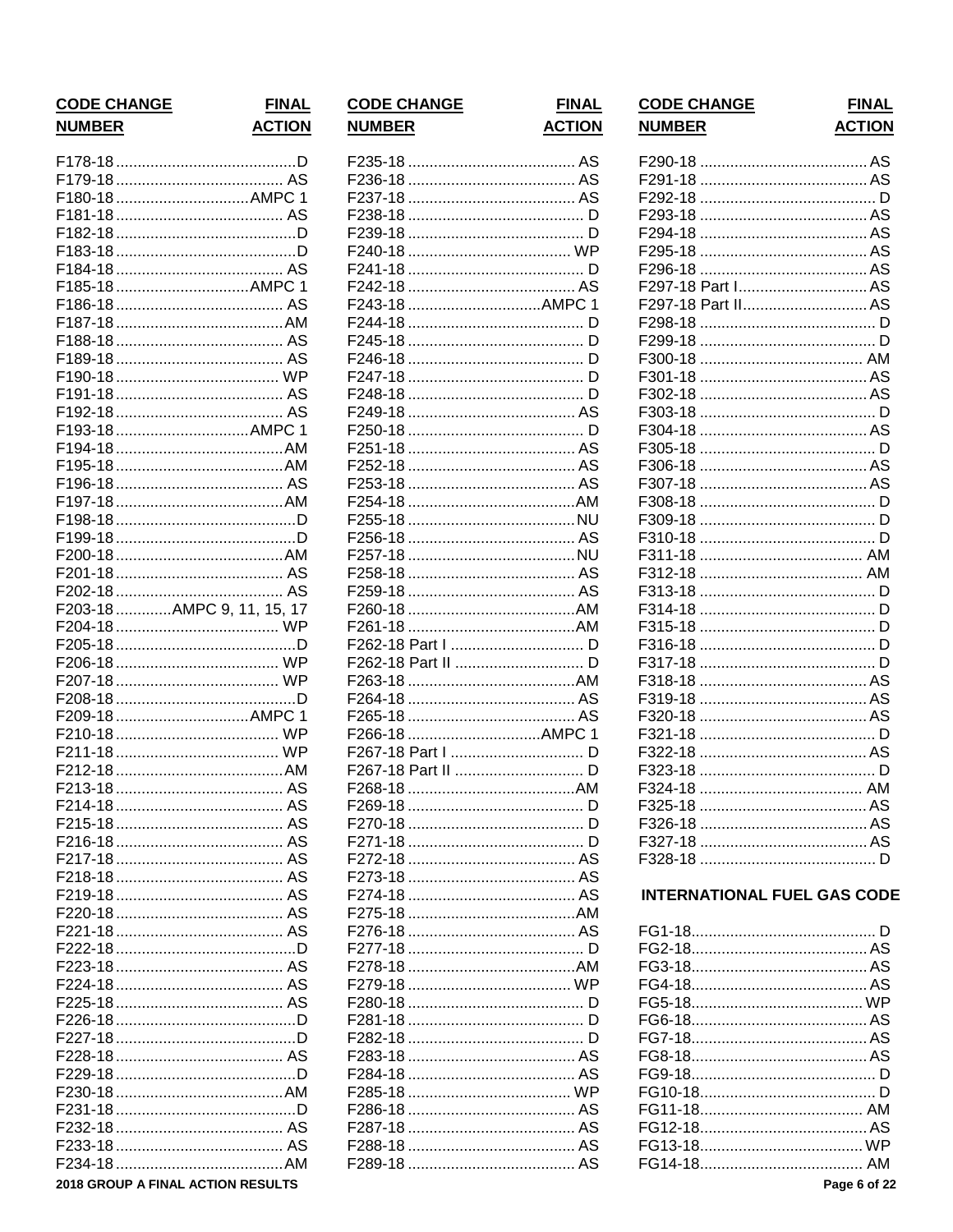| CODE CHANGE NUMBER | FINAL ACTION |
|---|---|
| F178-18 | D |
| F179-18 | AS |
| F180-18 | AMPC 1 |
| F181-18 | AS |
| F182-18 | D |
| F183-18 | D |
| F184-18 | AS |
| F185-18 | AMPC 1 |
| F186-18 | AS |
| F187-18 | AM |
| F188-18 | AS |
| F189-18 | AS |
| F190-18 | WP |
| F191-18 | AS |
| F192-18 | AS |
| F193-18 | AMPC 1 |
| F194-18 | AM |
| F195-18 | AM |
| F196-18 | AS |
| F197-18 | AM |
| F198-18 | D |
| F199-18 | D |
| F200-18 | AM |
| F201-18 | AS |
| F202-18 | AS |
| F203-18 | AMPC 9, 11, 15, 17 |
| F204-18 | WP |
| F205-18 | D |
| F206-18 | WP |
| F207-18 | WP |
| F208-18 | D |
| F209-18 | AMPC 1 |
| F210-18 | WP |
| F211-18 | WP |
| F212-18 | AM |
| F213-18 | AS |
| F214-18 | AS |
| F215-18 | AS |
| F216-18 | AS |
| F217-18 | AS |
| F218-18 | AS |
| F219-18 | AS |
| F220-18 | AS |
| F221-18 | AS |
| F222-18 | D |
| F223-18 | AS |
| F224-18 | AS |
| F225-18 | AS |
| F226-18 | D |
| F227-18 | D |
| F228-18 | AS |
| F229-18 | D |
| F230-18 | AM |
| F231-18 | D |
| F232-18 | AS |
| F233-18 | AS |
| F234-18 | AM |
| F235-18 | AS |
| F236-18 | AS |
| F237-18 | AS |
| F238-18 | D |
| F239-18 | D |
| F240-18 | WP |
| F241-18 | D |
| F242-18 | AS |
| F243-18 | AMPC 1 |
| F244-18 | D |
| F245-18 | D |
| F246-18 | D |
| F247-18 | D |
| F248-18 | D |
| F249-18 | AS |
| F250-18 | D |
| F251-18 | AS |
| F252-18 | AS |
| F253-18 | AS |
| F254-18 | AM |
| F255-18 | NU |
| F256-18 | AS |
| F257-18 | NU |
| F258-18 | AS |
| F259-18 | AS |
| F260-18 | AM |
| F261-18 | AM |
| F262-18 Part I | D |
| F262-18 Part II | D |
| F263-18 | AM |
| F264-18 | AS |
| F265-18 | AS |
| F266-18 | AMPC 1 |
| F267-18 Part I | D |
| F267-18 Part II | D |
| F268-18 | AM |
| F269-18 | D |
| F270-18 | D |
| F271-18 | D |
| F272-18 | AS |
| F273-18 | AS |
| F274-18 | AS |
| F275-18 | AM |
| F276-18 | AS |
| F277-18 | D |
| F278-18 | AM |
| F279-18 | WP |
| F280-18 | D |
| F281-18 | D |
| F282-18 | D |
| F283-18 | AS |
| F284-18 | AS |
| F285-18 | WP |
| F286-18 | AS |
| F287-18 | AS |
| F288-18 | AS |
| F289-18 | AS |
| F290-18 | AS |
| F291-18 | AS |
| F292-18 | D |
| F293-18 | AS |
| F294-18 | AS |
| F295-18 | AS |
| F296-18 | AS |
| F297-18 Part I | AS |
| F297-18 Part II | AS |
| F298-18 | D |
| F299-18 | D |
| F300-18 | AM |
| F301-18 | AS |
| F302-18 | AS |
| F303-18 | D |
| F304-18 | AS |
| F305-18 | D |
| F306-18 | AS |
| F307-18 | AS |
| F308-18 | D |
| F309-18 | D |
| F310-18 | D |
| F311-18 | AM |
| F312-18 | AM |
| F313-18 | D |
| F314-18 | D |
| F315-18 | D |
| F316-18 | D |
| F317-18 | D |
| F318-18 | AS |
| F319-18 | AS |
| F320-18 | AS |
| F321-18 | D |
| F322-18 | AS |
| F323-18 | D |
| F324-18 | AM |
| F325-18 | AS |
| F326-18 | AS |
| F327-18 | AS |
| F328-18 | D |

## INTERNATIONAL FUEL GAS CODE

| CODE CHANGE NUMBER | FINAL ACTION |
|---|---|
| FG1-18 | D |
| FG2-18 | AS |
| FG3-18 | AS |
| FG4-18 | AS |
| FG5-18 | WP |
| FG6-18 | AS |
| FG7-18 | AS |
| FG8-18 | AS |
| FG9-18 | D |
| FG10-18 | D |
| FG11-18 | AM |
| FG12-18 | AS |
| FG13-18 | WP |
| FG14-18 | AM |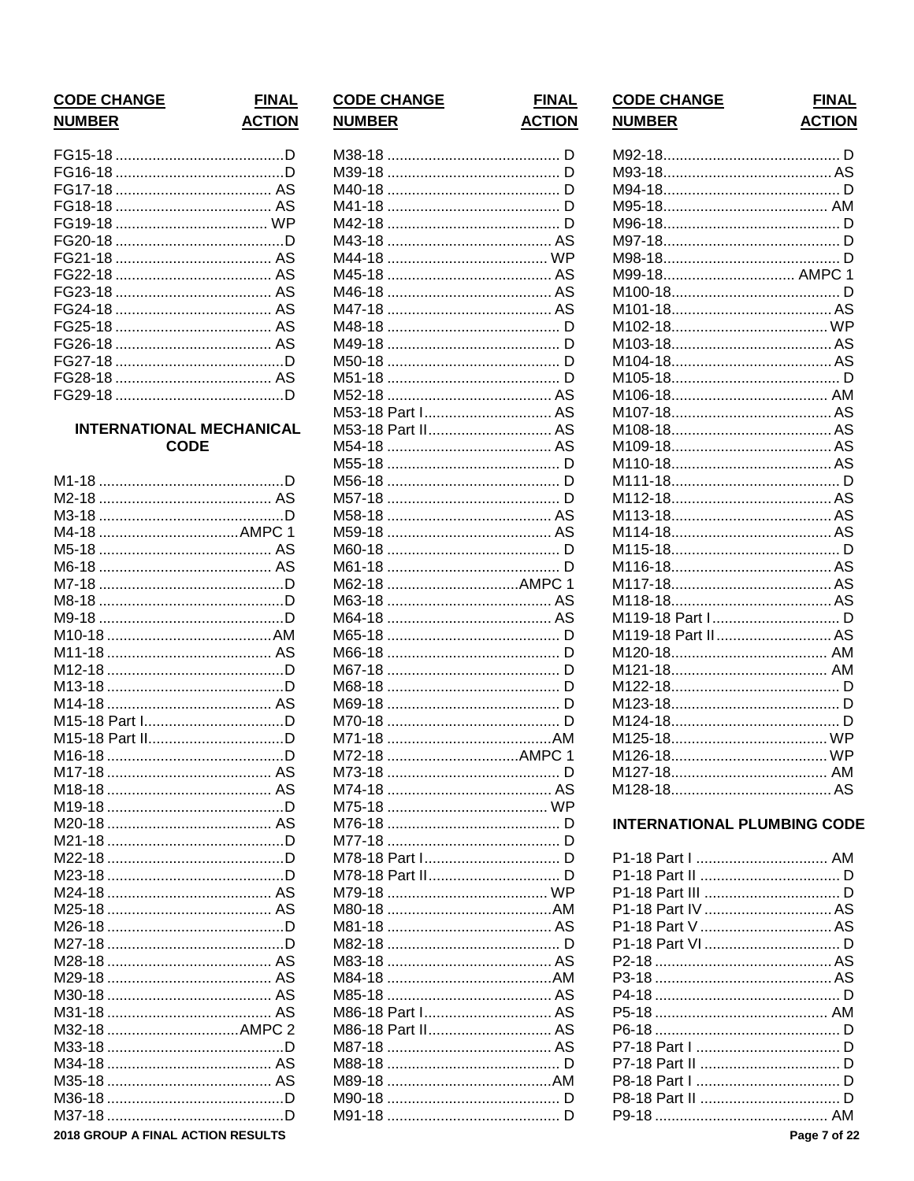| CODE CHANGE NUMBER | FINAL ACTION |
|---|---|
| FG15-18 | D |
| FG16-18 | D |
| FG17-18 | AS |
| FG18-18 | AS |
| FG19-18 | WP |
| FG20-18 | D |
| FG21-18 | AS |
| FG22-18 | AS |
| FG23-18 | AS |
| FG24-18 | AS |
| FG25-18 | AS |
| FG26-18 | AS |
| FG27-18 | D |
| FG28-18 | AS |
| FG29-18 | D |

### INTERNATIONAL MECHANICAL CODE

| CODE CHANGE NUMBER | FINAL ACTION |
|---|---|
| M1-18 | D |
| M2-18 | AS |
| M3-18 | D |
| M4-18 | AMPC 1 |
| M5-18 | AS |
| M6-18 | AS |
| M7-18 | D |
| M8-18 | D |
| M9-18 | D |
| M10-18 | AM |
| M11-18 | AS |
| M12-18 | D |
| M13-18 | D |
| M14-18 | AS |
| M15-18 Part I | D |
| M15-18 Part II | D |
| M16-18 | D |
| M17-18 | AS |
| M18-18 | AS |
| M19-18 | D |
| M20-18 | AS |
| M21-18 | D |
| M22-18 | D |
| M23-18 | D |
| M24-18 | AS |
| M25-18 | AS |
| M26-18 | D |
| M27-18 | D |
| M28-18 | AS |
| M29-18 | AS |
| M30-18 | AS |
| M31-18 | AS |
| M32-18 | AMPC 2 |
| M33-18 | D |
| M34-18 | AS |
| M35-18 | AS |
| M36-18 | D |
| M37-18 | D |
| M38-18 | D |
| M39-18 | D |
| M40-18 | D |
| M41-18 | D |
| M42-18 | D |
| M43-18 | AS |
| M44-18 | WP |
| M45-18 | AS |
| M46-18 | AS |
| M47-18 | AS |
| M48-18 | D |
| M49-18 | D |
| M50-18 | D |
| M51-18 | D |
| M52-18 | AS |
| M53-18 Part I | AS |
| M53-18 Part II | AS |
| M54-18 | AS |
| M55-18 | D |
| M56-18 | D |
| M57-18 | D |
| M58-18 | AS |
| M59-18 | AS |
| M60-18 | D |
| M61-18 | D |
| M62-18 | AMPC 1 |
| M63-18 | AS |
| M64-18 | AS |
| M65-18 | D |
| M66-18 | D |
| M67-18 | D |
| M68-18 | D |
| M69-18 | D |
| M70-18 | D |
| M71-18 | AM |
| M72-18 | AMPC 1 |
| M73-18 | D |
| M74-18 | AS |
| M75-18 | WP |
| M76-18 | D |
| M77-18 | D |
| M78-18 Part I | D |
| M78-18 Part II | D |
| M79-18 | WP |
| M80-18 | AM |
| M81-18 | AS |
| M82-18 | D |
| M83-18 | AS |
| M84-18 | AM |
| M85-18 | AS |
| M86-18 Part I | AS |
| M86-18 Part II | AS |
| M87-18 | AS |
| M88-18 | D |
| M89-18 | AM |
| M90-18 | D |
| M91-18 | D |
| M92-18 | D |
| M93-18 | AS |
| M94-18 | D |
| M95-18 | AM |
| M96-18 | D |
| M97-18 | D |
| M98-18 | D |
| M99-18 | AMPC 1 |
| M100-18 | D |
| M101-18 | AS |
| M102-18 | WP |
| M103-18 | AS |
| M104-18 | AS |
| M105-18 | D |
| M106-18 | AM |
| M107-18 | AS |
| M108-18 | AS |
| M109-18 | AS |
| M110-18 | AS |
| M111-18 | D |
| M112-18 | AS |
| M113-18 | AS |
| M114-18 | AS |
| M115-18 | D |
| M116-18 | AS |
| M117-18 | AS |
| M118-18 | AS |
| M119-18 Part I | D |
| M119-18 Part II | AS |
| M120-18 | AM |
| M121-18 | AM |
| M122-18 | D |
| M123-18 | D |
| M124-18 | D |
| M125-18 | WP |
| M126-18 | WP |
| M127-18 | AM |
| M128-18 | AS |

### INTERNATIONAL PLUMBING CODE

| CODE CHANGE NUMBER | FINAL ACTION |
|---|---|
| P1-18 Part I | AM |
| P1-18 Part II | D |
| P1-18 Part III | D |
| P1-18 Part IV | AS |
| P1-18 Part V | AS |
| P1-18 Part VI | D |
| P2-18 | AS |
| P3-18 | AS |
| P4-18 | D |
| P5-18 | AM |
| P6-18 | D |
| P7-18 Part I | D |
| P7-18 Part II | D |
| P8-18 Part I | D |
| P8-18 Part II | D |
| P9-18 | AM |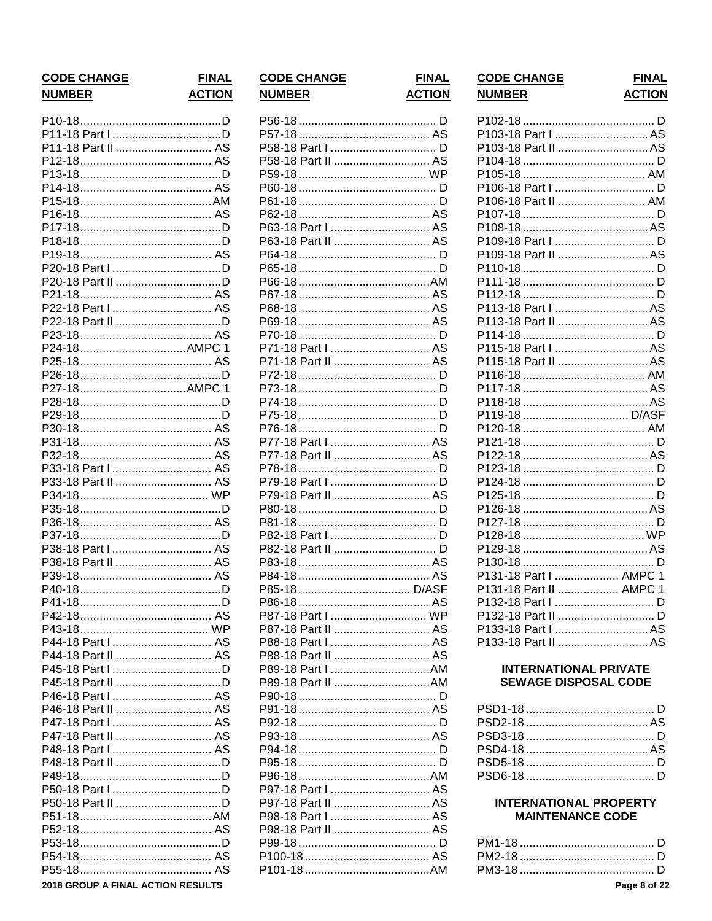| CODE CHANGE NUMBER | FINAL ACTION |
|---|---|
| P10-18 | D |
| P11-18 Part I | D |
| P11-18 Part II | AS |
| P12-18 | AS |
| P13-18 | D |
| P14-18 | AS |
| P15-18 | AM |
| P16-18 | AS |
| P17-18 | D |
| P18-18 | D |
| P19-18 | AS |
| P20-18 Part I | D |
| P20-18 Part II | D |
| P21-18 | AS |
| P22-18 Part I | AS |
| P22-18 Part II | D |
| P23-18 | AS |
| P24-18 | AMPC 1 |
| P25-18 | AS |
| P26-18 | D |
| P27-18 | AMPC 1 |
| P28-18 | D |
| P29-18 | D |
| P30-18 | AS |
| P31-18 | AS |
| P32-18 | AS |
| P33-18 Part I | AS |
| P33-18 Part II | AS |
| P34-18 | WP |
| P35-18 | D |
| P36-18 | AS |
| P37-18 | D |
| P38-18 Part I | AS |
| P38-18 Part II | AS |
| P39-18 | AS |
| P40-18 | D |
| P41-18 | D |
| P42-18 | AS |
| P43-18 | WP |
| P44-18 Part I | AS |
| P44-18 Part II | AS |
| P45-18 Part I | D |
| P45-18 Part II | D |
| P46-18 Part I | AS |
| P46-18 Part II | AS |
| P47-18 Part I | AS |
| P47-18 Part II | AS |
| P48-18 Part I | AS |
| P48-18 Part II | D |
| P49-18 | D |
| P50-18 Part I | D |
| P50-18 Part II | D |
| P51-18 | AM |
| P52-18 | AS |
| P53-18 | D |
| P54-18 | AS |
| P55-18 | AS |
| P56-18 | D |
| P57-18 | AS |
| P58-18 Part I | D |
| P58-18 Part II | AS |
| P59-18 | WP |
| P60-18 | D |
| P61-18 | D |
| P62-18 | AS |
| P63-18 Part I | AS |
| P63-18 Part II | AS |
| P64-18 | D |
| P65-18 | D |
| P66-18 | AM |
| P67-18 | AS |
| P68-18 | AS |
| P69-18 | AS |
| P70-18 | D |
| P71-18 Part I | AS |
| P71-18 Part II | AS |
| P72-18 | D |
| P73-18 | D |
| P74-18 | D |
| P75-18 | D |
| P76-18 | D |
| P77-18 Part I | AS |
| P77-18 Part II | AS |
| P78-18 | D |
| P79-18 Part I | D |
| P79-18 Part II | AS |
| P80-18 | D |
| P81-18 | D |
| P82-18 Part I | D |
| P82-18 Part II | D |
| P83-18 | AS |
| P84-18 | AS |
| P85-18 | D/ASF |
| P86-18 | AS |
| P87-18 Part I | WP |
| P87-18 Part II | AS |
| P88-18 Part I | AS |
| P88-18 Part II | AS |
| P89-18 Part I | AM |
| P89-18 Part II | AM |
| P90-18 | D |
| P91-18 | AS |
| P92-18 | D |
| P93-18 | AS |
| P94-18 | D |
| P95-18 | D |
| P96-18 | AM |
| P97-18 Part I | AS |
| P97-18 Part II | AS |
| P98-18 Part I | AS |
| P98-18 Part II | AS |
| P99-18 | D |
| P100-18 | AS |
| P101-18 | AM |
| P102-18 | D |
| P103-18 Part I | AS |
| P103-18 Part II | AS |
| P104-18 | D |
| P105-18 | AM |
| P106-18 Part I | D |
| P106-18 Part II | AM |
| P107-18 | D |
| P108-18 | AS |
| P109-18 Part I | D |
| P109-18 Part II | AS |
| P110-18 | D |
| P111-18 | D |
| P112-18 | D |
| P113-18 Part I | AS |
| P113-18 Part II | AS |
| P114-18 | D |
| P115-18 Part I | AS |
| P115-18 Part II | AS |
| P116-18 | AM |
| P117-18 | AS |
| P118-18 | AS |
| P119-18 | D/ASF |
| P120-18 | AM |
| P121-18 | D |
| P122-18 | AS |
| P123-18 | D |
| P124-18 | D |
| P125-18 | D |
| P126-18 | AS |
| P127-18 | D |
| P128-18 | WP |
| P129-18 | AS |
| P130-18 | D |
| P131-18 Part I | AMPC 1 |
| P131-18 Part II | AMPC 1 |
| P132-18 Part I | D |
| P132-18 Part II | D |
| P133-18 Part I | AS |
| P133-18 Part II | AS |

## INTERNATIONAL PRIVATE SEWAGE DISPOSAL CODE

| CODE CHANGE NUMBER | FINAL ACTION |
|---|---|
| PSD1-18 | D |
| PSD2-18 | AS |
| PSD3-18 | D |
| PSD4-18 | AS |
| PSD5-18 | D |
| PSD6-18 | D |

## INTERNATIONAL PROPERTY MAINTENANCE CODE

| CODE CHANGE NUMBER | FINAL ACTION |
|---|---|
| PM1-18 | D |
| PM2-18 | D |
| PM3-18 | D |

2018 GROUP A FINAL ACTION RESULTS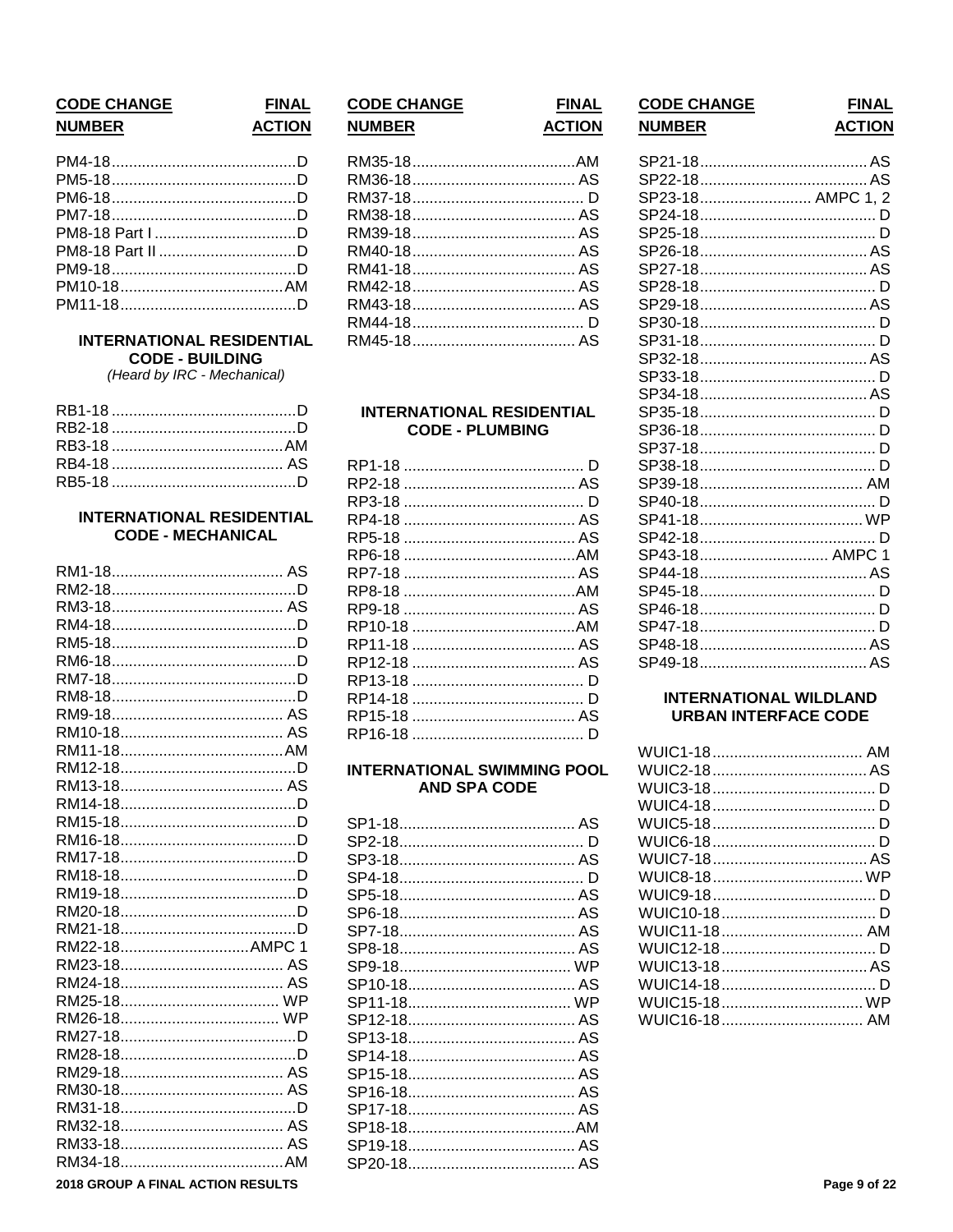| CODE CHANGE NUMBER | FINAL ACTION |
|---|---|
| PM4-18 | D |
| PM5-18 | D |
| PM6-18 | D |
| PM7-18 | D |
| PM8-18 Part I | D |
| PM8-18 Part II | D |
| PM9-18 | D |
| PM10-18 | AM |
| PM11-18 | D |

### INTERNATIONAL RESIDENTIAL CODE - BUILDING

*(Heard by IRC - Mechanical)*

| CODE CHANGE NUMBER | FINAL ACTION |
|---|---|
| RB1-18 | D |
| RB2-18 | D |
| RB3-18 | AM |
| RB4-18 | AS |
| RB5-18 | D |

### INTERNATIONAL RESIDENTIAL CODE - MECHANICAL

| CODE CHANGE NUMBER | FINAL ACTION |
|---|---|
| RM1-18 | AS |
| RM2-18 | D |
| RM3-18 | AS |
| RM4-18 | D |
| RM5-18 | D |
| RM6-18 | D |
| RM7-18 | D |
| RM8-18 | D |
| RM9-18 | AS |
| RM10-18 | AS |
| RM11-18 | AM |
| RM12-18 | D |
| RM13-18 | AS |
| RM14-18 | D |
| RM15-18 | D |
| RM16-18 | D |
| RM17-18 | D |
| RM18-18 | D |
| RM19-18 | D |
| RM20-18 | D |
| RM21-18 | D |
| RM22-18 | AMPC 1 |
| RM23-18 | AS |
| RM24-18 | AS |
| RM25-18 | WP |
| RM26-18 | WP |
| RM27-18 | D |
| RM28-18 | D |
| RM29-18 | AS |
| RM30-18 | AS |
| RM31-18 | D |
| RM32-18 | AS |
| RM33-18 | AS |
| RM34-18 | AM |
| RM35-18 | AM |
| RM36-18 | AS |
| RM37-18 | D |
| RM38-18 | AS |
| RM39-18 | AS |
| RM40-18 | AS |
| RM41-18 | AS |
| RM42-18 | AS |
| RM43-18 | AS |
| RM44-18 | D |
| RM45-18 | AS |

### INTERNATIONAL RESIDENTIAL CODE - PLUMBING

| CODE CHANGE NUMBER | FINAL ACTION |
|---|---|
| RP1-18 | D |
| RP2-18 | AS |
| RP3-18 | D |
| RP4-18 | AS |
| RP5-18 | AS |
| RP6-18 | AM |
| RP7-18 | AS |
| RP8-18 | AM |
| RP9-18 | AS |
| RP10-18 | AM |
| RP11-18 | AS |
| RP12-18 | AS |
| RP13-18 | D |
| RP14-18 | D |
| RP15-18 | AS |
| RP16-18 | D |

### INTERNATIONAL SWIMMING POOL AND SPA CODE

| CODE CHANGE NUMBER | FINAL ACTION |
|---|---|
| SP1-18 | AS |
| SP2-18 | D |
| SP3-18 | AS |
| SP4-18 | D |
| SP5-18 | AS |
| SP6-18 | AS |
| SP7-18 | AS |
| SP8-18 | AS |
| SP9-18 | WP |
| SP10-18 | AS |
| SP11-18 | WP |
| SP12-18 | AS |
| SP13-18 | AS |
| SP14-18 | AS |
| SP15-18 | AS |
| SP16-18 | AS |
| SP17-18 | AS |
| SP18-18 | AM |
| SP19-18 | AS |
| SP20-18 | AS |
| SP21-18 | AS |
| SP22-18 | AS |
| SP23-18 | AMPC 1, 2 |
| SP24-18 | D |
| SP25-18 | D |
| SP26-18 | AS |
| SP27-18 | AS |
| SP28-18 | D |
| SP29-18 | AS |
| SP30-18 | D |
| SP31-18 | D |
| SP32-18 | AS |
| SP33-18 | D |
| SP34-18 | AS |
| SP35-18 | D |
| SP36-18 | D |
| SP37-18 | D |
| SP38-18 | D |
| SP39-18 | AM |
| SP40-18 | D |
| SP41-18 | WP |
| SP42-18 | D |
| SP43-18 | AMPC 1 |
| SP44-18 | AS |
| SP45-18 | D |
| SP46-18 | D |
| SP47-18 | D |
| SP48-18 | AS |
| SP49-18 | AS |

### INTERNATIONAL WILDLAND URBAN INTERFACE CODE

| CODE CHANGE NUMBER | FINAL ACTION |
|---|---|
| WUIC1-18 | AM |
| WUIC2-18 | AS |
| WUIC3-18 | D |
| WUIC4-18 | D |
| WUIC5-18 | D |
| WUIC6-18 | D |
| WUIC7-18 | AS |
| WUIC8-18 | WP |
| WUIC9-18 | D |
| WUIC10-18 | D |
| WUIC11-18 | AM |
| WUIC12-18 | D |
| WUIC13-18 | AS |
| WUIC14-18 | D |
| WUIC15-18 | WP |
| WUIC16-18 | AM |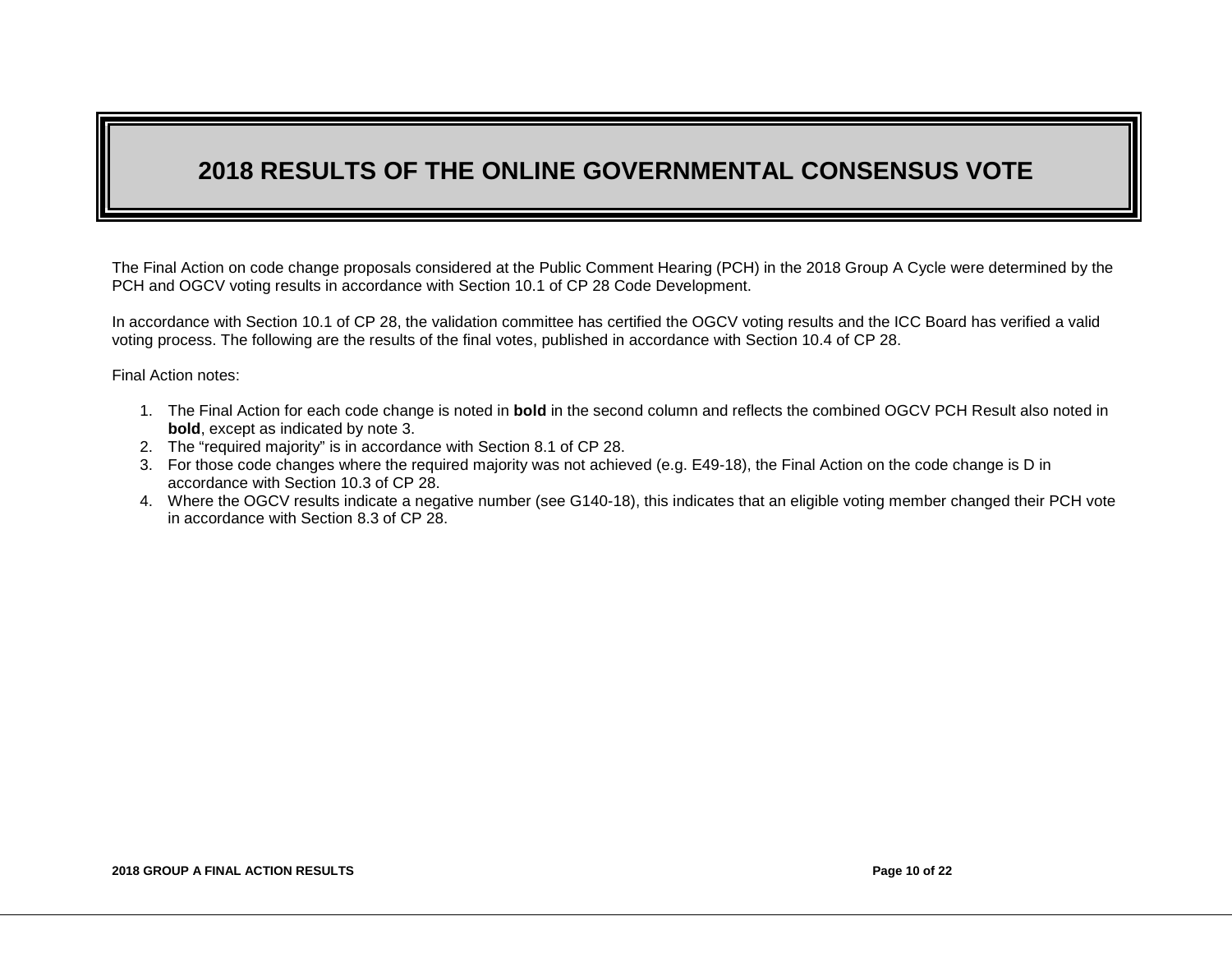# 2018 RESULTS OF THE ONLINE GOVERNMENTAL CONSENSUS VOTE

The Final Action on code change proposals considered at the Public Comment Hearing (PCH) in the 2018 Group A Cycle were determined by the PCH and OGCV voting results in accordance with Section 10.1 of CP 28 Code Development.

In accordance with Section 10.1 of CP 28, the validation committee has certified the OGCV voting results and the ICC Board has verified a valid voting process. The following are the results of the final votes, published in accordance with Section 10.4 of CP 28.

Final Action notes:

1. The Final Action for each code change is noted in **bold** in the second column and reflects the combined OGCV PCH Result also noted in **bold**, except as indicated by note 3.
2. The "required majority" is in accordance with Section 8.1 of CP 28.
3. For those code changes where the required majority was not achieved (e.g. E49-18), the Final Action on the code change is D in accordance with Section 10.3 of CP 28.
4. Where the OGCV results indicate a negative number (see G140-18), this indicates that an eligible voting member changed their PCH vote in accordance with Section 8.3 of CP 28.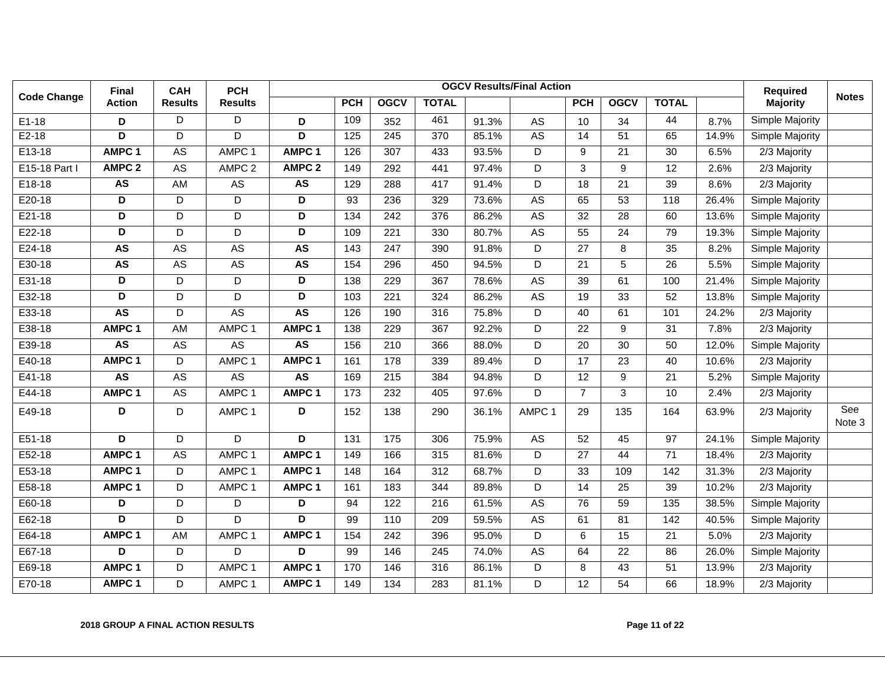| Code Change | Final Action | CAH Results | PCH Results | OGCV Results/Final Action | | | | | | | | | | Required Majority | Notes |
|---|---|---|---|---|---|---|---|---|---|---|---|---|---|---|---|
| | | | | | PCH | OGCV | TOTAL | | | PCH | OGCV | TOTAL | | | |
| E1-18 | **D** | D | D | **D** | 109 | 352 | 461 | 91.3% | AS | 10 | 34 | 44 | 8.7% | Simple Majority | |
| E2-18 | **D** | D | D | **D** | 125 | 245 | 370 | 85.1% | AS | 14 | 51 | 65 | 14.9% | Simple Majority | |
| E13-18 | **AMPC 1** | AS | AMPC 1 | **AMPC 1** | 126 | 307 | 433 | 93.5% | D | 9 | 21 | 30 | 6.5% | 2/3 Majority | |
| E15-18 Part I | **AMPC 2** | AS | AMPC 2 | **AMPC 2** | 149 | 292 | 441 | 97.4% | D | 3 | 9 | 12 | 2.6% | 2/3 Majority | |
| E18-18 | **AS** | AM | AS | **AS** | 129 | 288 | 417 | 91.4% | D | 18 | 21 | 39 | 8.6% | 2/3 Majority | |
| E20-18 | **D** | D | D | **D** | 93 | 236 | 329 | 73.6% | AS | 65 | 53 | 118 | 26.4% | Simple Majority | |
| E21-18 | **D** | D | D | **D** | 134 | 242 | 376 | 86.2% | AS | 32 | 28 | 60 | 13.6% | Simple Majority | |
| E22-18 | **D** | D | D | **D** | 109 | 221 | 330 | 80.7% | AS | 55 | 24 | 79 | 19.3% | Simple Majority | |
| E24-18 | **AS** | AS | AS | **AS** | 143 | 247 | 390 | 91.8% | D | 27 | 8 | 35 | 8.2% | Simple Majority | |
| E30-18 | **AS** | AS | AS | **AS** | 154 | 296 | 450 | 94.5% | D | 21 | 5 | 26 | 5.5% | Simple Majority | |
| E31-18 | **D** | D | D | **D** | 138 | 229 | 367 | 78.6% | AS | 39 | 61 | 100 | 21.4% | Simple Majority | |
| E32-18 | **D** | D | D | **D** | 103 | 221 | 324 | 86.2% | AS | 19 | 33 | 52 | 13.8% | Simple Majority | |
| E33-18 | **AS** | D | AS | **AS** | 126 | 190 | 316 | 75.8% | D | 40 | 61 | 101 | 24.2% | 2/3 Majority | |
| E38-18 | **AMPC 1** | AM | AMPC 1 | **AMPC 1** | 138 | 229 | 367 | 92.2% | D | 22 | 9 | 31 | 7.8% | 2/3 Majority | |
| E39-18 | **AS** | AS | AS | **AS** | 156 | 210 | 366 | 88.0% | D | 20 | 30 | 50 | 12.0% | Simple Majority | |
| E40-18 | **AMPC 1** | D | AMPC 1 | **AMPC 1** | 161 | 178 | 339 | 89.4% | D | 17 | 23 | 40 | 10.6% | 2/3 Majority | |
| E41-18 | **AS** | AS | AS | **AS** | 169 | 215 | 384 | 94.8% | D | 12 | 9 | 21 | 5.2% | Simple Majority | |
| E44-18 | **AMPC 1** | AS | AMPC 1 | **AMPC 1** | 173 | 232 | 405 | 97.6% | D | 7 | 3 | 10 | 2.4% | 2/3 Majority | |
| E49-18 | **D** | D | AMPC 1 | **D** | 152 | 138 | 290 | 36.1% | AMPC 1 | 29 | 135 | 164 | 63.9% | 2/3 Majority | See Note 3 |
| E51-18 | **D** | D | D | **D** | 131 | 175 | 306 | 75.9% | AS | 52 | 45 | 97 | 24.1% | Simple Majority | |
| E52-18 | **AMPC 1** | AS | AMPC 1 | **AMPC 1** | 149 | 166 | 315 | 81.6% | D | 27 | 44 | 71 | 18.4% | 2/3 Majority | |
| E53-18 | **AMPC 1** | D | AMPC 1 | **AMPC 1** | 148 | 164 | 312 | 68.7% | D | 33 | 109 | 142 | 31.3% | 2/3 Majority | |
| E58-18 | **AMPC 1** | D | AMPC 1 | **AMPC 1** | 161 | 183 | 344 | 89.8% | D | 14 | 25 | 39 | 10.2% | 2/3 Majority | |
| E60-18 | **D** | D | D | **D** | 94 | 122 | 216 | 61.5% | AS | 76 | 59 | 135 | 38.5% | Simple Majority | |
| E62-18 | **D** | D | D | **D** | 99 | 110 | 209 | 59.5% | AS | 61 | 81 | 142 | 40.5% | Simple Majority | |
| E64-18 | **AMPC 1** | AM | AMPC 1 | **AMPC 1** | 154 | 242 | 396 | 95.0% | D | 6 | 15 | 21 | 5.0% | 2/3 Majority | |
| E67-18 | **D** | D | D | **D** | 99 | 146 | 245 | 74.0% | AS | 64 | 22 | 86 | 26.0% | Simple Majority | |
| E69-18 | **AMPC 1** | D | AMPC 1 | **AMPC 1** | 170 | 146 | 316 | 86.1% | D | 8 | 43 | 51 | 13.9% | 2/3 Majority | |
| E70-18 | **AMPC 1** | D | AMPC 1 | **AMPC 1** | 149 | 134 | 283 | 81.1% | D | 12 | 54 | 66 | 18.9% | 2/3 Majority | |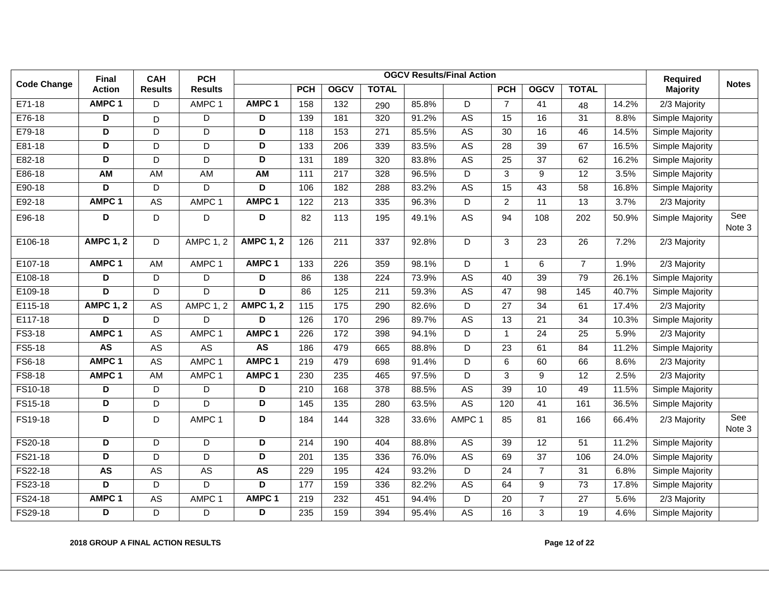| Code Change | Final Action | CAH Results | PCH Results | OGCV Results/Final Action | | | | | | | | | | Required Majority | Notes |
|---|---|---|---|---|---|---|---|---|---|---|---|---|---|---|---|
| | | | | | PCH | OGCV | TOTAL | | | PCH | OGCV | TOTAL | | | |
| E71-18 | **AMPC 1** | D | AMPC 1 | **AMPC 1** | 158 | 132 | 290 | 85.8% | D | 7 | 41 | 48 | 14.2% | 2/3 Majority | |
| E76-18 | **D** | D | D | **D** | 139 | 181 | 320 | 91.2% | AS | 15 | 16 | 31 | 8.8% | Simple Majority | |
| E79-18 | **D** | D | D | **D** | 118 | 153 | 271 | 85.5% | AS | 30 | 16 | 46 | 14.5% | Simple Majority | |
| E81-18 | **D** | D | D | **D** | 133 | 206 | 339 | 83.5% | AS | 28 | 39 | 67 | 16.5% | Simple Majority | |
| E82-18 | **D** | D | D | **D** | 131 | 189 | 320 | 83.8% | AS | 25 | 37 | 62 | 16.2% | Simple Majority | |
| E86-18 | **AM** | AM | AM | **AM** | 111 | 217 | 328 | 96.5% | D | 3 | 9 | 12 | 3.5% | Simple Majority | |
| E90-18 | **D** | D | D | **D** | 106 | 182 | 288 | 83.2% | AS | 15 | 43 | 58 | 16.8% | Simple Majority | |
| E92-18 | **AMPC 1** | AS | AMPC 1 | **AMPC 1** | 122 | 213 | 335 | 96.3% | D | 2 | 11 | 13 | 3.7% | 2/3 Majority | |
| E96-18 | **D** | D | D | **D** | 82 | 113 | 195 | 49.1% | AS | 94 | 108 | 202 | 50.9% | Simple Majority | See Note 3 |
| E106-18 | **AMPC 1, 2** | D | AMPC 1, 2 | **AMPC 1, 2** | 126 | 211 | 337 | 92.8% | D | 3 | 23 | 26 | 7.2% | 2/3 Majority | |
| E107-18 | **AMPC 1** | AM | AMPC 1 | **AMPC 1** | 133 | 226 | 359 | 98.1% | D | 1 | 6 | 7 | 1.9% | 2/3 Majority | |
| E108-18 | **D** | D | D | **D** | 86 | 138 | 224 | 73.9% | AS | 40 | 39 | 79 | 26.1% | Simple Majority | |
| E109-18 | **D** | D | D | **D** | 86 | 125 | 211 | 59.3% | AS | 47 | 98 | 145 | 40.7% | Simple Majority | |
| E115-18 | **AMPC 1, 2** | AS | AMPC 1, 2 | **AMPC 1, 2** | 115 | 175 | 290 | 82.6% | D | 27 | 34 | 61 | 17.4% | 2/3 Majority | |
| E117-18 | **D** | D | D | **D** | 126 | 170 | 296 | 89.7% | AS | 13 | 21 | 34 | 10.3% | Simple Majority | |
| FS3-18 | **AMPC 1** | AS | AMPC 1 | **AMPC 1** | 226 | 172 | 398 | 94.1% | D | 1 | 24 | 25 | 5.9% | 2/3 Majority | |
| FS5-18 | **AS** | AS | AS | **AS** | 186 | 479 | 665 | 88.8% | D | 23 | 61 | 84 | 11.2% | Simple Majority | |
| FS6-18 | **AMPC 1** | AS | AMPC 1 | **AMPC 1** | 219 | 479 | 698 | 91.4% | D | 6 | 60 | 66 | 8.6% | 2/3 Majority | |
| FS8-18 | **AMPC 1** | AM | AMPC 1 | **AMPC 1** | 230 | 235 | 465 | 97.5% | D | 3 | 9 | 12 | 2.5% | 2/3 Majority | |
| FS10-18 | **D** | D | D | **D** | 210 | 168 | 378 | 88.5% | AS | 39 | 10 | 49 | 11.5% | Simple Majority | |
| FS15-18 | **D** | D | D | **D** | 145 | 135 | 280 | 63.5% | AS | 120 | 41 | 161 | 36.5% | Simple Majority | |
| FS19-18 | **D** | D | AMPC 1 | **D** | 184 | 144 | 328 | 33.6% | AMPC 1 | 85 | 81 | 166 | 66.4% | 2/3 Majority | See Note 3 |
| FS20-18 | **D** | D | D | **D** | 214 | 190 | 404 | 88.8% | AS | 39 | 12 | 51 | 11.2% | Simple Majority | |
| FS21-18 | **D** | D | D | **D** | 201 | 135 | 336 | 76.0% | AS | 69 | 37 | 106 | 24.0% | Simple Majority | |
| FS22-18 | **AS** | AS | AS | **AS** | 229 | 195 | 424 | 93.2% | D | 24 | 7 | 31 | 6.8% | Simple Majority | |
| FS23-18 | **D** | D | D | **D** | 177 | 159 | 336 | 82.2% | AS | 64 | 9 | 73 | 17.8% | Simple Majority | |
| FS24-18 | **AMPC 1** | AS | AMPC 1 | **AMPC 1** | 219 | 232 | 451 | 94.4% | D | 20 | 7 | 27 | 5.6% | 2/3 Majority | |
| FS29-18 | **D** | D | D | **D** | 235 | 159 | 394 | 95.4% | AS | 16 | 3 | 19 | 4.6% | Simple Majority | |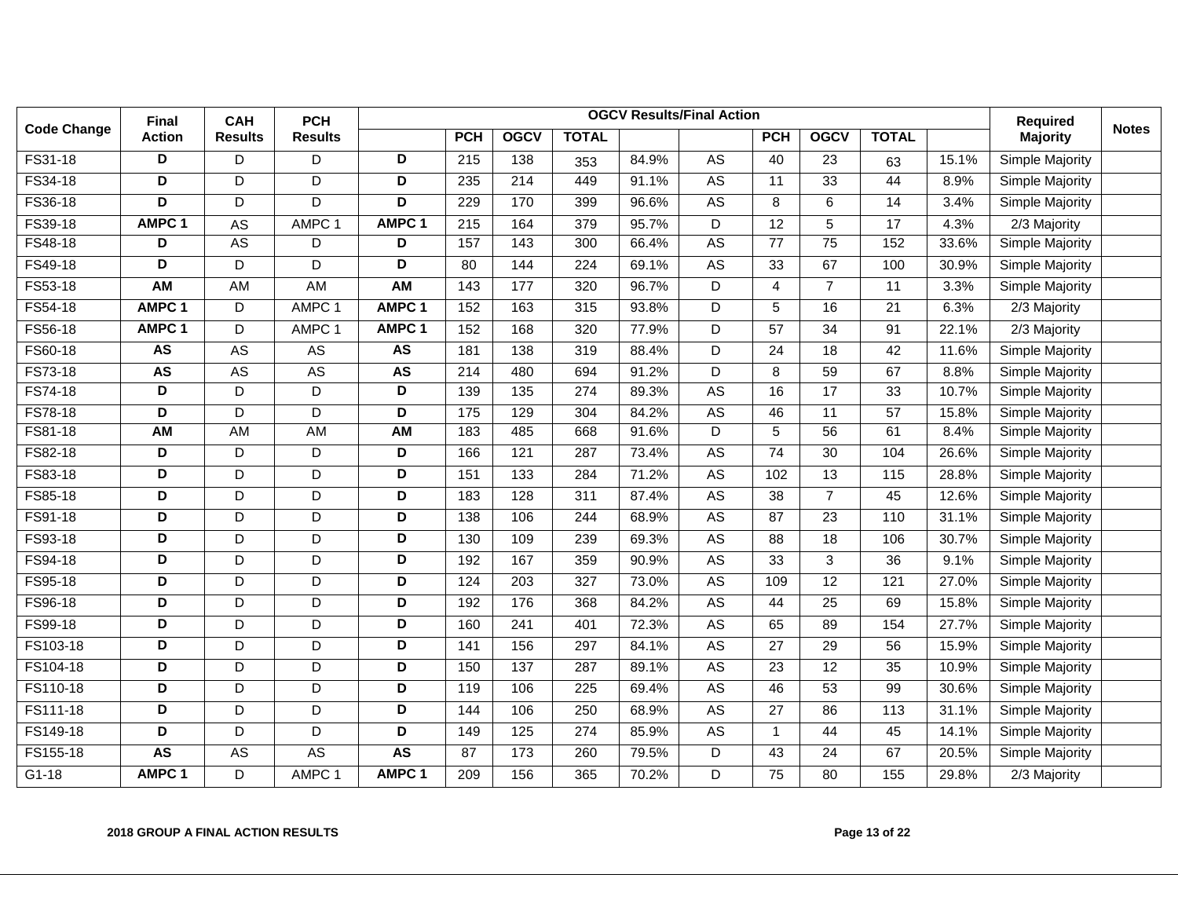| Code Change | Final Action | CAH Results | PCH Results | OGCV Results/Final Action | | | | | | | | | | Required Majority | Notes |
|---|---|---|---|---|---|---|---|---|---|---|---|---|---|---|---|
| | | | | | PCH | OGCV | TOTAL | | | PCH | OGCV | TOTAL | | | |
| FS31-18 | **D** | D | D | **D** | 215 | 138 | 353 | 84.9% | AS | 40 | 23 | 63 | 15.1% | Simple Majority | |
| FS34-18 | **D** | D | D | **D** | 235 | 214 | 449 | 91.1% | AS | 11 | 33 | 44 | 8.9% | Simple Majority | |
| FS36-18 | **D** | D | D | **D** | 229 | 170 | 399 | 96.6% | AS | 8 | 6 | 14 | 3.4% | Simple Majority | |
| FS39-18 | **AMPC 1** | AS | AMPC 1 | **AMPC 1** | 215 | 164 | 379 | 95.7% | D | 12 | 5 | 17 | 4.3% | 2/3 Majority | |
| FS48-18 | **D** | AS | D | **D** | 157 | 143 | 300 | 66.4% | AS | 77 | 75 | 152 | 33.6% | Simple Majority | |
| FS49-18 | **D** | D | D | **D** | 80 | 144 | 224 | 69.1% | AS | 33 | 67 | 100 | 30.9% | Simple Majority | |
| FS53-18 | **AM** | AM | AM | **AM** | 143 | 177 | 320 | 96.7% | D | 4 | 7 | 11 | 3.3% | Simple Majority | |
| FS54-18 | **AMPC 1** | D | AMPC 1 | **AMPC 1** | 152 | 163 | 315 | 93.8% | D | 5 | 16 | 21 | 6.3% | 2/3 Majority | |
| FS56-18 | **AMPC 1** | D | AMPC 1 | **AMPC 1** | 152 | 168 | 320 | 77.9% | D | 57 | 34 | 91 | 22.1% | 2/3 Majority | |
| FS60-18 | **AS** | AS | AS | **AS** | 181 | 138 | 319 | 88.4% | D | 24 | 18 | 42 | 11.6% | Simple Majority | |
| FS73-18 | **AS** | AS | AS | **AS** | 214 | 480 | 694 | 91.2% | D | 8 | 59 | 67 | 8.8% | Simple Majority | |
| FS74-18 | **D** | D | D | **D** | 139 | 135 | 274 | 89.3% | AS | 16 | 17 | 33 | 10.7% | Simple Majority | |
| FS78-18 | **D** | D | D | **D** | 175 | 129 | 304 | 84.2% | AS | 46 | 11 | 57 | 15.8% | Simple Majority | |
| FS81-18 | **AM** | AM | AM | **AM** | 183 | 485 | 668 | 91.6% | D | 5 | 56 | 61 | 8.4% | Simple Majority | |
| FS82-18 | **D** | D | D | **D** | 166 | 121 | 287 | 73.4% | AS | 74 | 30 | 104 | 26.6% | Simple Majority | |
| FS83-18 | **D** | D | D | **D** | 151 | 133 | 284 | 71.2% | AS | 102 | 13 | 115 | 28.8% | Simple Majority | |
| FS85-18 | **D** | D | D | **D** | 183 | 128 | 311 | 87.4% | AS | 38 | 7 | 45 | 12.6% | Simple Majority | |
| FS91-18 | **D** | D | D | **D** | 138 | 106 | 244 | 68.9% | AS | 87 | 23 | 110 | 31.1% | Simple Majority | |
| FS93-18 | **D** | D | D | **D** | 130 | 109 | 239 | 69.3% | AS | 88 | 18 | 106 | 30.7% | Simple Majority | |
| FS94-18 | **D** | D | D | **D** | 192 | 167 | 359 | 90.9% | AS | 33 | 3 | 36 | 9.1% | Simple Majority | |
| FS95-18 | **D** | D | D | **D** | 124 | 203 | 327 | 73.0% | AS | 109 | 12 | 121 | 27.0% | Simple Majority | |
| FS96-18 | **D** | D | D | **D** | 192 | 176 | 368 | 84.2% | AS | 44 | 25 | 69 | 15.8% | Simple Majority | |
| FS99-18 | **D** | D | D | **D** | 160 | 241 | 401 | 72.3% | AS | 65 | 89 | 154 | 27.7% | Simple Majority | |
| FS103-18 | **D** | D | D | **D** | 141 | 156 | 297 | 84.1% | AS | 27 | 29 | 56 | 15.9% | Simple Majority | |
| FS104-18 | **D** | D | D | **D** | 150 | 137 | 287 | 89.1% | AS | 23 | 12 | 35 | 10.9% | Simple Majority | |
| FS110-18 | **D** | D | D | **D** | 119 | 106 | 225 | 69.4% | AS | 46 | 53 | 99 | 30.6% | Simple Majority | |
| FS111-18 | **D** | D | D | **D** | 144 | 106 | 250 | 68.9% | AS | 27 | 86 | 113 | 31.1% | Simple Majority | |
| FS149-18 | **D** | D | D | **D** | 149 | 125 | 274 | 85.9% | AS | 1 | 44 | 45 | 14.1% | Simple Majority | |
| FS155-18 | **AS** | AS | AS | **AS** | 87 | 173 | 260 | 79.5% | D | 43 | 24 | 67 | 20.5% | Simple Majority | |
| G1-18 | **AMPC 1** | D | AMPC 1 | **AMPC 1** | 209 | 156 | 365 | 70.2% | D | 75 | 80 | 155 | 29.8% | 2/3 Majority | |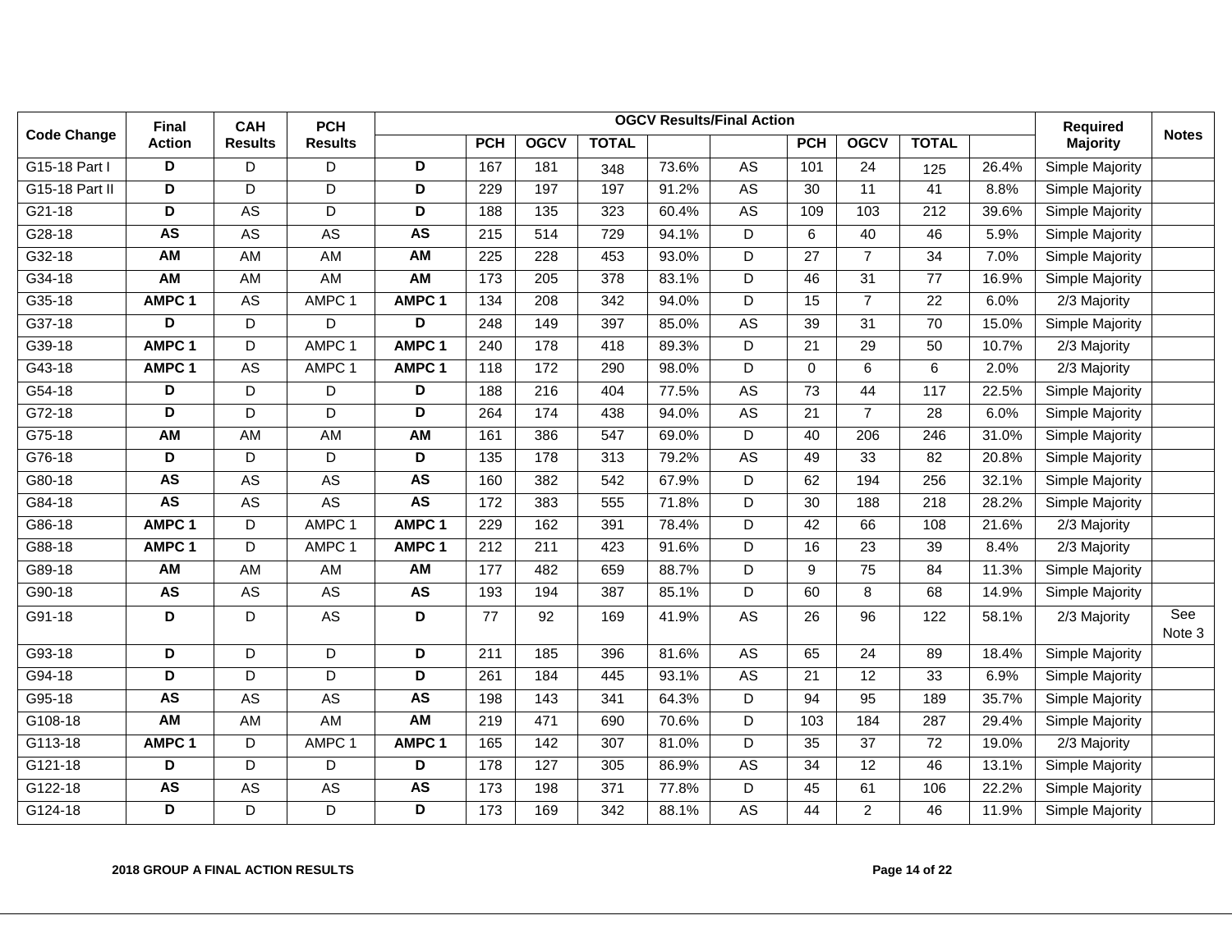| Code Change | Final Action | CAH Results | PCH Results | OGCV Results/Final Action | | | | | | | | | | Required Majority | Notes |
|---|---|---|---|---|---|---|---|---|---|---|---|---|---|---|---|
| | | | | | PCH | OGCV | TOTAL | | | PCH | OGCV | TOTAL | | | |
| G15-18 Part I | **D** | D | D | **D** | 167 | 181 | 348 | 73.6% | AS | 101 | 24 | 125 | 26.4% | Simple Majority | |
| G15-18 Part II | **D** | D | D | **D** | 229 | 197 | 197 | 91.2% | AS | 30 | 11 | 41 | 8.8% | Simple Majority | |
| G21-18 | **D** | AS | D | **D** | 188 | 135 | 323 | 60.4% | AS | 109 | 103 | 212 | 39.6% | Simple Majority | |
| G28-18 | **AS** | AS | AS | **AS** | 215 | 514 | 729 | 94.1% | D | 6 | 40 | 46 | 5.9% | Simple Majority | |
| G32-18 | **AM** | AM | AM | **AM** | 225 | 228 | 453 | 93.0% | D | 27 | 7 | 34 | 7.0% | Simple Majority | |
| G34-18 | **AM** | AM | AM | **AM** | 173 | 205 | 378 | 83.1% | D | 46 | 31 | 77 | 16.9% | Simple Majority | |
| G35-18 | **AMPC 1** | AS | AMPC 1 | **AMPC 1** | 134 | 208 | 342 | 94.0% | D | 15 | 7 | 22 | 6.0% | 2/3 Majority | |
| G37-18 | **D** | D | D | **D** | 248 | 149 | 397 | 85.0% | AS | 39 | 31 | 70 | 15.0% | Simple Majority | |
| G39-18 | **AMPC 1** | D | AMPC 1 | **AMPC 1** | 240 | 178 | 418 | 89.3% | D | 21 | 29 | 50 | 10.7% | 2/3 Majority | |
| G43-18 | **AMPC 1** | AS | AMPC 1 | **AMPC 1** | 118 | 172 | 290 | 98.0% | D | 0 | 6 | 6 | 2.0% | 2/3 Majority | |
| G54-18 | **D** | D | D | **D** | 188 | 216 | 404 | 77.5% | AS | 73 | 44 | 117 | 22.5% | Simple Majority | |
| G72-18 | **D** | D | D | **D** | 264 | 174 | 438 | 94.0% | AS | 21 | 7 | 28 | 6.0% | Simple Majority | |
| G75-18 | **AM** | AM | AM | **AM** | 161 | 386 | 547 | 69.0% | D | 40 | 206 | 246 | 31.0% | Simple Majority | |
| G76-18 | **D** | D | D | **D** | 135 | 178 | 313 | 79.2% | AS | 49 | 33 | 82 | 20.8% | Simple Majority | |
| G80-18 | **AS** | AS | AS | **AS** | 160 | 382 | 542 | 67.9% | D | 62 | 194 | 256 | 32.1% | Simple Majority | |
| G84-18 | **AS** | AS | AS | **AS** | 172 | 383 | 555 | 71.8% | D | 30 | 188 | 218 | 28.2% | Simple Majority | |
| G86-18 | **AMPC 1** | D | AMPC 1 | **AMPC 1** | 229 | 162 | 391 | 78.4% | D | 42 | 66 | 108 | 21.6% | 2/3 Majority | |
| G88-18 | **AMPC 1** | D | AMPC 1 | **AMPC 1** | 212 | 211 | 423 | 91.6% | D | 16 | 23 | 39 | 8.4% | 2/3 Majority | |
| G89-18 | **AM** | AM | AM | **AM** | 177 | 482 | 659 | 88.7% | D | 9 | 75 | 84 | 11.3% | Simple Majority | |
| G90-18 | **AS** | AS | AS | **AS** | 193 | 194 | 387 | 85.1% | D | 60 | 8 | 68 | 14.9% | Simple Majority | |
| G91-18 | **D** | D | AS | **D** | 77 | 92 | 169 | 41.9% | AS | 26 | 96 | 122 | 58.1% | 2/3 Majority | See Note 3 |
| G93-18 | **D** | D | D | **D** | 211 | 185 | 396 | 81.6% | AS | 65 | 24 | 89 | 18.4% | Simple Majority | |
| G94-18 | **D** | D | D | **D** | 261 | 184 | 445 | 93.1% | AS | 21 | 12 | 33 | 6.9% | Simple Majority | |
| G95-18 | **AS** | AS | AS | **AS** | 198 | 143 | 341 | 64.3% | D | 94 | 95 | 189 | 35.7% | Simple Majority | |
| G108-18 | **AM** | AM | AM | **AM** | 219 | 471 | 690 | 70.6% | D | 103 | 184 | 287 | 29.4% | Simple Majority | |
| G113-18 | **AMPC 1** | D | AMPC 1 | **AMPC 1** | 165 | 142 | 307 | 81.0% | D | 35 | 37 | 72 | 19.0% | 2/3 Majority | |
| G121-18 | **D** | D | D | **D** | 178 | 127 | 305 | 86.9% | AS | 34 | 12 | 46 | 13.1% | Simple Majority | |
| G122-18 | **AS** | AS | AS | **AS** | 173 | 198 | 371 | 77.8% | D | 45 | 61 | 106 | 22.2% | Simple Majority | |
| G124-18 | **D** | D | D | **D** | 173 | 169 | 342 | 88.1% | AS | 44 | 2 | 46 | 11.9% | Simple Majority | |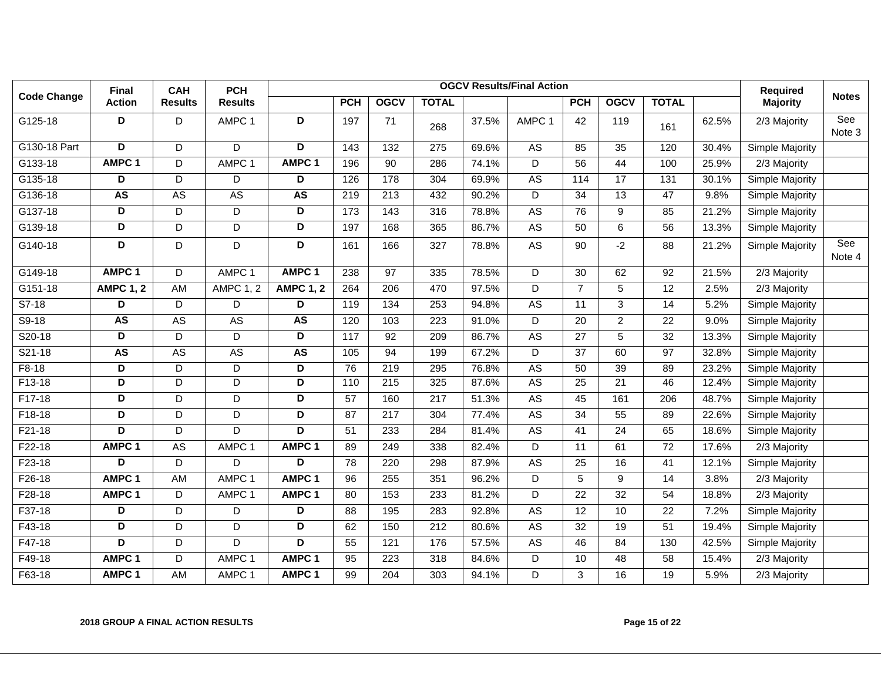| Code Change | Final Action | CAH Results | PCH Results | OGCV Results/Final Action | | | | | | | | | | Required Majority | Notes |
|---|---|---|---|---|---|---|---|---|---|---|---|---|---|---|---|
| | | | | | PCH | OGCV | TOTAL | | | PCH | OGCV | TOTAL | | | |
| G125-18 | **D** | D | AMPC 1 | **D** | 197 | 71 | 268 | 37.5% | AMPC 1 | 42 | 119 | 161 | 62.5% | 2/3 Majority | See Note 3 |
| G130-18 Part | **D** | D | D | **D** | 143 | 132 | 275 | 69.6% | AS | 85 | 35 | 120 | 30.4% | Simple Majority | |
| G133-18 | **AMPC 1** | D | AMPC 1 | **AMPC 1** | 196 | 90 | 286 | 74.1% | D | 56 | 44 | 100 | 25.9% | 2/3 Majority | |
| G135-18 | **D** | D | D | **D** | 126 | 178 | 304 | 69.9% | AS | 114 | 17 | 131 | 30.1% | Simple Majority | |
| G136-18 | **AS** | AS | AS | **AS** | 219 | 213 | 432 | 90.2% | D | 34 | 13 | 47 | 9.8% | Simple Majority | |
| G137-18 | **D** | D | D | **D** | 173 | 143 | 316 | 78.8% | AS | 76 | 9 | 85 | 21.2% | Simple Majority | |
| G139-18 | **D** | D | D | **D** | 197 | 168 | 365 | 86.7% | AS | 50 | 6 | 56 | 13.3% | Simple Majority | |
| G140-18 | **D** | D | D | **D** | 161 | 166 | 327 | 78.8% | AS | 90 | -2 | 88 | 21.2% | Simple Majority | See Note 4 |
| G149-18 | **AMPC 1** | D | AMPC 1 | **AMPC 1** | 238 | 97 | 335 | 78.5% | D | 30 | 62 | 92 | 21.5% | 2/3 Majority | |
| G151-18 | **AMPC 1, 2** | AM | AMPC 1, 2 | **AMPC 1, 2** | 264 | 206 | 470 | 97.5% | D | 7 | 5 | 12 | 2.5% | 2/3 Majority | |
| S7-18 | **D** | D | D | **D** | 119 | 134 | 253 | 94.8% | AS | 11 | 3 | 14 | 5.2% | Simple Majority | |
| S9-18 | **AS** | AS | AS | **AS** | 120 | 103 | 223 | 91.0% | D | 20 | 2 | 22 | 9.0% | Simple Majority | |
| S20-18 | **D** | D | D | **D** | 117 | 92 | 209 | 86.7% | AS | 27 | 5 | 32 | 13.3% | Simple Majority | |
| S21-18 | **AS** | AS | AS | **AS** | 105 | 94 | 199 | 67.2% | D | 37 | 60 | 97 | 32.8% | Simple Majority | |
| F8-18 | **D** | D | D | **D** | 76 | 219 | 295 | 76.8% | AS | 50 | 39 | 89 | 23.2% | Simple Majority | |
| F13-18 | **D** | D | D | **D** | 110 | 215 | 325 | 87.6% | AS | 25 | 21 | 46 | 12.4% | Simple Majority | |
| F17-18 | **D** | D | D | **D** | 57 | 160 | 217 | 51.3% | AS | 45 | 161 | 206 | 48.7% | Simple Majority | |
| F18-18 | **D** | D | D | **D** | 87 | 217 | 304 | 77.4% | AS | 34 | 55 | 89 | 22.6% | Simple Majority | |
| F21-18 | **D** | D | D | **D** | 51 | 233 | 284 | 81.4% | AS | 41 | 24 | 65 | 18.6% | Simple Majority | |
| F22-18 | **AMPC 1** | AS | AMPC 1 | **AMPC 1** | 89 | 249 | 338 | 82.4% | D | 11 | 61 | 72 | 17.6% | 2/3 Majority | |
| F23-18 | **D** | D | D | **D** | 78 | 220 | 298 | 87.9% | AS | 25 | 16 | 41 | 12.1% | Simple Majority | |
| F26-18 | **AMPC 1** | AM | AMPC 1 | **AMPC 1** | 96 | 255 | 351 | 96.2% | D | 5 | 9 | 14 | 3.8% | 2/3 Majority | |
| F28-18 | **AMPC 1** | D | AMPC 1 | **AMPC 1** | 80 | 153 | 233 | 81.2% | D | 22 | 32 | 54 | 18.8% | 2/3 Majority | |
| F37-18 | **D** | D | D | **D** | 88 | 195 | 283 | 92.8% | AS | 12 | 10 | 22 | 7.2% | Simple Majority | |
| F43-18 | **D** | D | D | **D** | 62 | 150 | 212 | 80.6% | AS | 32 | 19 | 51 | 19.4% | Simple Majority | |
| F47-18 | **D** | D | D | **D** | 55 | 121 | 176 | 57.5% | AS | 46 | 84 | 130 | 42.5% | Simple Majority | |
| F49-18 | **AMPC 1** | D | AMPC 1 | **AMPC 1** | 95 | 223 | 318 | 84.6% | D | 10 | 48 | 58 | 15.4% | 2/3 Majority | |
| F63-18 | **AMPC 1** | AM | AMPC 1 | **AMPC 1** | 99 | 204 | 303 | 94.1% | D | 3 | 16 | 19 | 5.9% | 2/3 Majority | |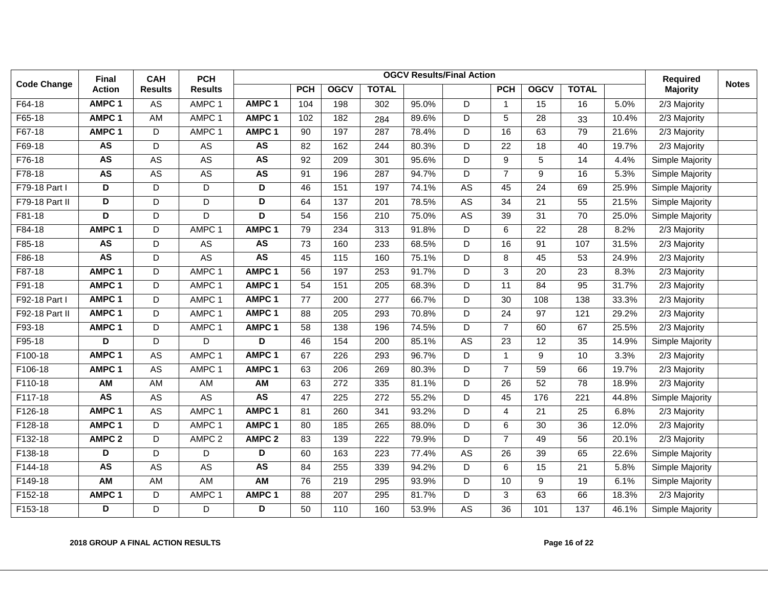| Code Change | Final Action | CAH Results | PCH Results | OGCV Results/Final Action | | | | | | | | | | Required Majority | Notes |
|---|---|---|---|---|---|---|---|---|---|---|---|---|---|---|---|
| | | | | | PCH | OGCV | TOTAL | | | PCH | OGCV | TOTAL | | | |
| F64-18 | **AMPC 1** | AS | AMPC 1 | **AMPC 1** | 104 | 198 | 302 | 95.0% | D | 1 | 15 | 16 | 5.0% | 2/3 Majority | |
| F65-18 | **AMPC 1** | AM | AMPC 1 | **AMPC 1** | 102 | 182 | 284 | 89.6% | D | 5 | 28 | 33 | 10.4% | 2/3 Majority | |
| F67-18 | **AMPC 1** | D | AMPC 1 | **AMPC 1** | 90 | 197 | 287 | 78.4% | D | 16 | 63 | 79 | 21.6% | 2/3 Majority | |
| F69-18 | **AS** | D | AS | **AS** | 82 | 162 | 244 | 80.3% | D | 22 | 18 | 40 | 19.7% | 2/3 Majority | |
| F76-18 | **AS** | AS | AS | **AS** | 92 | 209 | 301 | 95.6% | D | 9 | 5 | 14 | 4.4% | Simple Majority | |
| F78-18 | **AS** | AS | AS | **AS** | 91 | 196 | 287 | 94.7% | D | 7 | 9 | 16 | 5.3% | Simple Majority | |
| F79-18 Part I | **D** | D | D | **D** | 46 | 151 | 197 | 74.1% | AS | 45 | 24 | 69 | 25.9% | Simple Majority | |
| F79-18 Part II | **D** | D | D | **D** | 64 | 137 | 201 | 78.5% | AS | 34 | 21 | 55 | 21.5% | Simple Majority | |
| F81-18 | **D** | D | D | **D** | 54 | 156 | 210 | 75.0% | AS | 39 | 31 | 70 | 25.0% | Simple Majority | |
| F84-18 | **AMPC 1** | D | AMPC 1 | **AMPC 1** | 79 | 234 | 313 | 91.8% | D | 6 | 22 | 28 | 8.2% | 2/3 Majority | |
| F85-18 | **AS** | D | AS | **AS** | 73 | 160 | 233 | 68.5% | D | 16 | 91 | 107 | 31.5% | 2/3 Majority | |
| F86-18 | **AS** | D | AS | **AS** | 45 | 115 | 160 | 75.1% | D | 8 | 45 | 53 | 24.9% | 2/3 Majority | |
| F87-18 | **AMPC 1** | D | AMPC 1 | **AMPC 1** | 56 | 197 | 253 | 91.7% | D | 3 | 20 | 23 | 8.3% | 2/3 Majority | |
| F91-18 | **AMPC 1** | D | AMPC 1 | **AMPC 1** | 54 | 151 | 205 | 68.3% | D | 11 | 84 | 95 | 31.7% | 2/3 Majority | |
| F92-18 Part I | **AMPC 1** | D | AMPC 1 | **AMPC 1** | 77 | 200 | 277 | 66.7% | D | 30 | 108 | 138 | 33.3% | 2/3 Majority | |
| F92-18 Part II | **AMPC 1** | D | AMPC 1 | **AMPC 1** | 88 | 205 | 293 | 70.8% | D | 24 | 97 | 121 | 29.2% | 2/3 Majority | |
| F93-18 | **AMPC 1** | D | AMPC 1 | **AMPC 1** | 58 | 138 | 196 | 74.5% | D | 7 | 60 | 67 | 25.5% | 2/3 Majority | |
| F95-18 | **D** | D | D | **D** | 46 | 154 | 200 | 85.1% | AS | 23 | 12 | 35 | 14.9% | Simple Majority | |
| F100-18 | **AMPC 1** | AS | AMPC 1 | **AMPC 1** | 67 | 226 | 293 | 96.7% | D | 1 | 9 | 10 | 3.3% | 2/3 Majority | |
| F106-18 | **AMPC 1** | AS | AMPC 1 | **AMPC 1** | 63 | 206 | 269 | 80.3% | D | 7 | 59 | 66 | 19.7% | 2/3 Majority | |
| F110-18 | **AM** | AM | AM | **AM** | 63 | 272 | 335 | 81.1% | D | 26 | 52 | 78 | 18.9% | 2/3 Majority | |
| F117-18 | **AS** | AS | AS | **AS** | 47 | 225 | 272 | 55.2% | D | 45 | 176 | 221 | 44.8% | Simple Majority | |
| F126-18 | **AMPC 1** | AS | AMPC 1 | **AMPC 1** | 81 | 260 | 341 | 93.2% | D | 4 | 21 | 25 | 6.8% | 2/3 Majority | |
| F128-18 | **AMPC 1** | D | AMPC 1 | **AMPC 1** | 80 | 185 | 265 | 88.0% | D | 6 | 30 | 36 | 12.0% | 2/3 Majority | |
| F132-18 | **AMPC 2** | D | AMPC 2 | **AMPC 2** | 83 | 139 | 222 | 79.9% | D | 7 | 49 | 56 | 20.1% | 2/3 Majority | |
| F138-18 | **D** | D | D | **D** | 60 | 163 | 223 | 77.4% | AS | 26 | 39 | 65 | 22.6% | Simple Majority | |
| F144-18 | **AS** | AS | AS | **AS** | 84 | 255 | 339 | 94.2% | D | 6 | 15 | 21 | 5.8% | Simple Majority | |
| F149-18 | **AM** | AM | AM | **AM** | 76 | 219 | 295 | 93.9% | D | 10 | 9 | 19 | 6.1% | Simple Majority | |
| F152-18 | **AMPC 1** | D | AMPC 1 | **AMPC 1** | 88 | 207 | 295 | 81.7% | D | 3 | 63 | 66 | 18.3% | 2/3 Majority | |
| F153-18 | **D** | D | D | **D** | 50 | 110 | 160 | 53.9% | AS | 36 | 101 | 137 | 46.1% | Simple Majority | |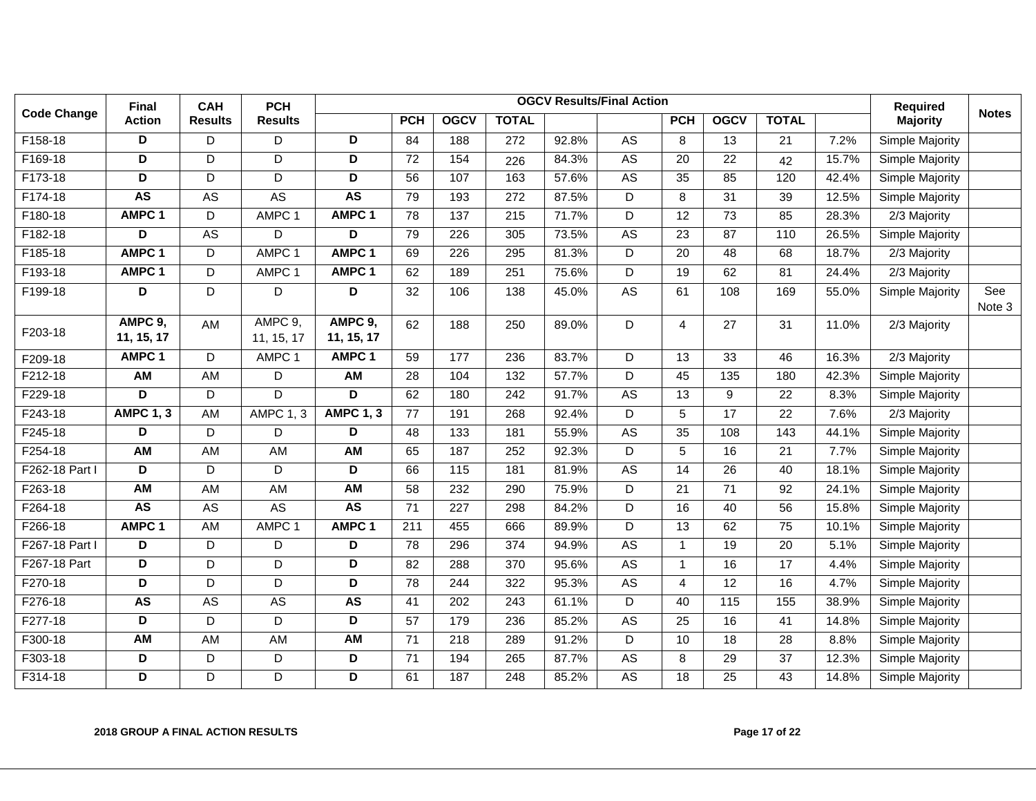| Code Change | Final Action | CAH Results | PCH Results | OGCV Results/Final Action | | | | | | | | | | Required Majority | Notes |
|---|---|---|---|---|---|---|---|---|---|---|---|---|---|---|---|
| | | | | | PCH | OGCV | TOTAL | | | PCH | OGCV | TOTAL | | | |
| F158-18 | **D** | D | D | **D** | 84 | 188 | 272 | 92.8% | AS | 8 | 13 | 21 | 7.2% | Simple Majority | |
| F169-18 | **D** | D | D | **D** | 72 | 154 | 226 | 84.3% | AS | 20 | 22 | 42 | 15.7% | Simple Majority | |
| F173-18 | **D** | D | D | **D** | 56 | 107 | 163 | 57.6% | AS | 35 | 85 | 120 | 42.4% | Simple Majority | |
| F174-18 | **AS** | AS | AS | **AS** | 79 | 193 | 272 | 87.5% | D | 8 | 31 | 39 | 12.5% | Simple Majority | |
| F180-18 | **AMPC 1** | D | AMPC 1 | **AMPC 1** | 78 | 137 | 215 | 71.7% | D | 12 | 73 | 85 | 28.3% | 2/3 Majority | |
| F182-18 | **D** | AS | D | **D** | 79 | 226 | 305 | 73.5% | AS | 23 | 87 | 110 | 26.5% | Simple Majority | |
| F185-18 | **AMPC 1** | D | AMPC 1 | **AMPC 1** | 69 | 226 | 295 | 81.3% | D | 20 | 48 | 68 | 18.7% | 2/3 Majority | |
| F193-18 | **AMPC 1** | D | AMPC 1 | **AMPC 1** | 62 | 189 | 251 | 75.6% | D | 19 | 62 | 81 | 24.4% | 2/3 Majority | |
| F199-18 | **D** | D | D | **D** | 32 | 106 | 138 | 45.0% | AS | 61 | 108 | 169 | 55.0% | Simple Majority | See Note 3 |
| F203-18 | **AMPC 9, 11, 15, 17** | AM | AMPC 9, 11, 15, 17 | **AMPC 9, 11, 15, 17** | 62 | 188 | 250 | 89.0% | D | 4 | 27 | 31 | 11.0% | 2/3 Majority | |
| F209-18 | **AMPC 1** | D | AMPC 1 | **AMPC 1** | 59 | 177 | 236 | 83.7% | D | 13 | 33 | 46 | 16.3% | 2/3 Majority | |
| F212-18 | **AM** | AM | D | **AM** | 28 | 104 | 132 | 57.7% | D | 45 | 135 | 180 | 42.3% | Simple Majority | |
| F229-18 | **D** | D | D | **D** | 62 | 180 | 242 | 91.7% | AS | 13 | 9 | 22 | 8.3% | Simple Majority | |
| F243-18 | **AMPC 1, 3** | AM | AMPC 1, 3 | **AMPC 1, 3** | 77 | 191 | 268 | 92.4% | D | 5 | 17 | 22 | 7.6% | 2/3 Majority | |
| F245-18 | **D** | D | D | **D** | 48 | 133 | 181 | 55.9% | AS | 35 | 108 | 143 | 44.1% | Simple Majority | |
| F254-18 | **AM** | AM | AM | **AM** | 65 | 187 | 252 | 92.3% | D | 5 | 16 | 21 | 7.7% | Simple Majority | |
| F262-18 Part I | **D** | D | D | **D** | 66 | 115 | 181 | 81.9% | AS | 14 | 26 | 40 | 18.1% | Simple Majority | |
| F263-18 | **AM** | AM | AM | **AM** | 58 | 232 | 290 | 75.9% | D | 21 | 71 | 92 | 24.1% | Simple Majority | |
| F264-18 | **AS** | AS | AS | **AS** | 71 | 227 | 298 | 84.2% | D | 16 | 40 | 56 | 15.8% | Simple Majority | |
| F266-18 | **AMPC 1** | AM | AMPC 1 | **AMPC 1** | 211 | 455 | 666 | 89.9% | D | 13 | 62 | 75 | 10.1% | Simple Majority | |
| F267-18 Part I | **D** | D | D | **D** | 78 | 296 | 374 | 94.9% | AS | 1 | 19 | 20 | 5.1% | Simple Majority | |
| F267-18 Part | **D** | D | D | **D** | 82 | 288 | 370 | 95.6% | AS | 1 | 16 | 17 | 4.4% | Simple Majority | |
| F270-18 | **D** | D | D | **D** | 78 | 244 | 322 | 95.3% | AS | 4 | 12 | 16 | 4.7% | Simple Majority | |
| F276-18 | **AS** | AS | AS | **AS** | 41 | 202 | 243 | 61.1% | D | 40 | 115 | 155 | 38.9% | Simple Majority | |
| F277-18 | **D** | D | D | **D** | 57 | 179 | 236 | 85.2% | AS | 25 | 16 | 41 | 14.8% | Simple Majority | |
| F300-18 | **AM** | AM | AM | **AM** | 71 | 218 | 289 | 91.2% | D | 10 | 18 | 28 | 8.8% | Simple Majority | |
| F303-18 | **D** | D | D | **D** | 71 | 194 | 265 | 87.7% | AS | 8 | 29 | 37 | 12.3% | Simple Majority | |
| F314-18 | **D** | D | D | **D** | 61 | 187 | 248 | 85.2% | AS | 18 | 25 | 43 | 14.8% | Simple Majority | |

**2018 GROUP A FINAL ACTION RESULTS**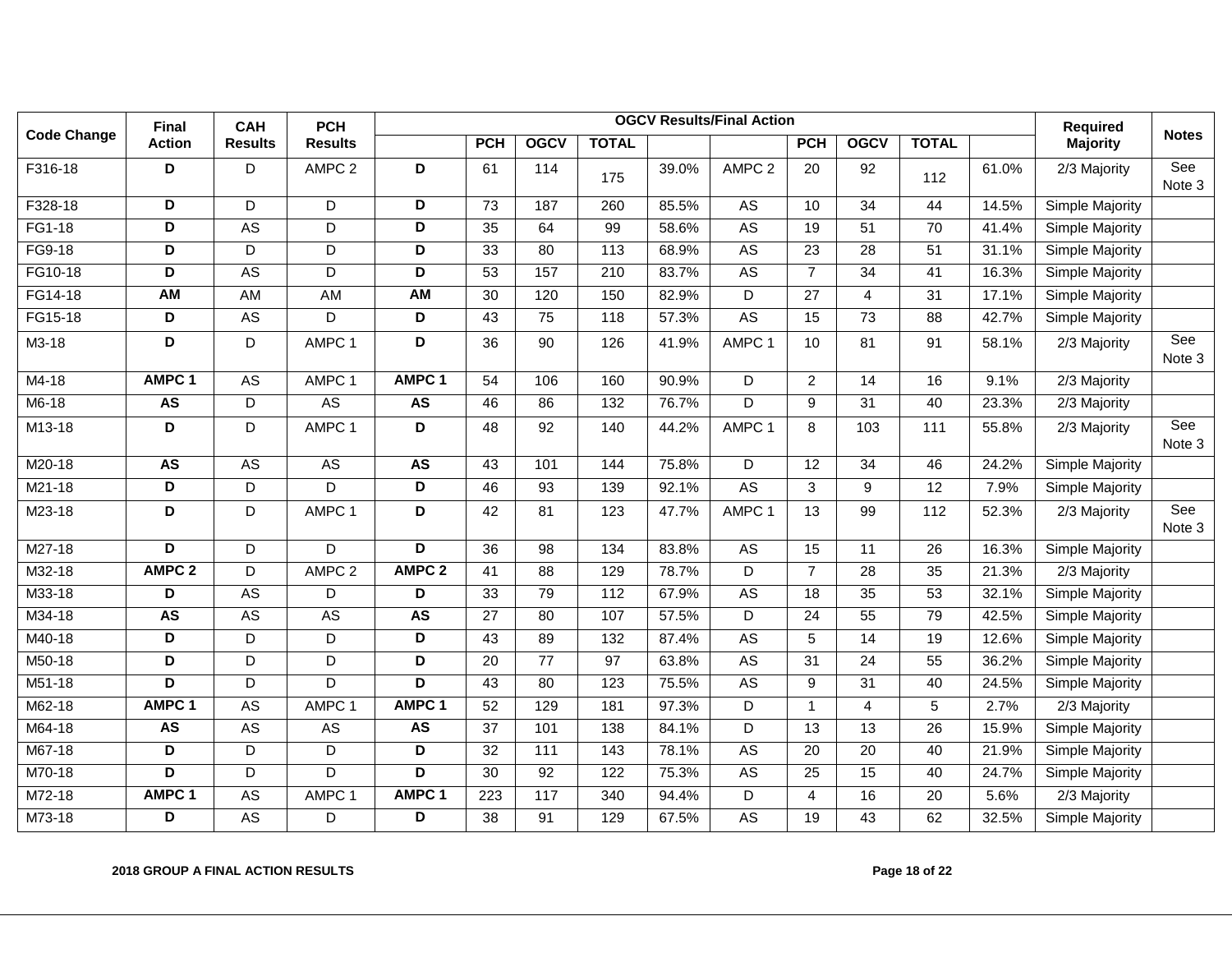| Code Change | Final Action | CAH Results | PCH Results | OGCV Results/Final Action | | | | | | | | | | Required Majority | Notes |
|---|---|---|---|---|---|---|---|---|---|---|---|---|---|---|---|
| | | | | | PCH | OGCV | TOTAL | | | PCH | OGCV | TOTAL | | | |
| F316-18 | **D** | D | AMPC 2 | **D** | 61 | 114 | 175 | 39.0% | AMPC 2 | 20 | 92 | 112 | 61.0% | 2/3 Majority | See Note 3 |
| F328-18 | **D** | D | D | **D** | 73 | 187 | 260 | 85.5% | AS | 10 | 34 | 44 | 14.5% | Simple Majority | |
| FG1-18 | **D** | AS | D | **D** | 35 | 64 | 99 | 58.6% | AS | 19 | 51 | 70 | 41.4% | Simple Majority | |
| FG9-18 | **D** | D | D | **D** | 33 | 80 | 113 | 68.9% | AS | 23 | 28 | 51 | 31.1% | Simple Majority | |
| FG10-18 | **D** | AS | D | **D** | 53 | 157 | 210 | 83.7% | AS | 7 | 34 | 41 | 16.3% | Simple Majority | |
| FG14-18 | **AM** | AM | AM | **AM** | 30 | 120 | 150 | 82.9% | D | 27 | 4 | 31 | 17.1% | Simple Majority | |
| FG15-18 | **D** | AS | D | **D** | 43 | 75 | 118 | 57.3% | AS | 15 | 73 | 88 | 42.7% | Simple Majority | |
| M3-18 | **D** | D | AMPC 1 | **D** | 36 | 90 | 126 | 41.9% | AMPC 1 | 10 | 81 | 91 | 58.1% | 2/3 Majority | See Note 3 |
| M4-18 | **AMPC 1** | AS | AMPC 1 | **AMPC 1** | 54 | 106 | 160 | 90.9% | D | 2 | 14 | 16 | 9.1% | 2/3 Majority | |
| M6-18 | **AS** | D | AS | **AS** | 46 | 86 | 132 | 76.7% | D | 9 | 31 | 40 | 23.3% | 2/3 Majority | |
| M13-18 | **D** | D | AMPC 1 | **D** | 48 | 92 | 140 | 44.2% | AMPC 1 | 8 | 103 | 111 | 55.8% | 2/3 Majority | See Note 3 |
| M20-18 | **AS** | AS | AS | **AS** | 43 | 101 | 144 | 75.8% | D | 12 | 34 | 46 | 24.2% | Simple Majority | |
| M21-18 | **D** | D | D | **D** | 46 | 93 | 139 | 92.1% | AS | 3 | 9 | 12 | 7.9% | Simple Majority | |
| M23-18 | **D** | D | AMPC 1 | **D** | 42 | 81 | 123 | 47.7% | AMPC 1 | 13 | 99 | 112 | 52.3% | 2/3 Majority | See Note 3 |
| M27-18 | **D** | D | D | **D** | 36 | 98 | 134 | 83.8% | AS | 15 | 11 | 26 | 16.3% | Simple Majority | |
| M32-18 | **AMPC 2** | D | AMPC 2 | **AMPC 2** | 41 | 88 | 129 | 78.7% | D | 7 | 28 | 35 | 21.3% | 2/3 Majority | |
| M33-18 | **D** | AS | D | **D** | 33 | 79 | 112 | 67.9% | AS | 18 | 35 | 53 | 32.1% | Simple Majority | |
| M34-18 | **AS** | AS | AS | **AS** | 27 | 80 | 107 | 57.5% | D | 24 | 55 | 79 | 42.5% | Simple Majority | |
| M40-18 | **D** | D | D | **D** | 43 | 89 | 132 | 87.4% | AS | 5 | 14 | 19 | 12.6% | Simple Majority | |
| M50-18 | **D** | D | D | **D** | 20 | 77 | 97 | 63.8% | AS | 31 | 24 | 55 | 36.2% | Simple Majority | |
| M51-18 | **D** | D | D | **D** | 43 | 80 | 123 | 75.5% | AS | 9 | 31 | 40 | 24.5% | Simple Majority | |
| M62-18 | **AMPC 1** | AS | AMPC 1 | **AMPC 1** | 52 | 129 | 181 | 97.3% | D | 1 | 4 | 5 | 2.7% | 2/3 Majority | |
| M64-18 | **AS** | AS | AS | **AS** | 37 | 101 | 138 | 84.1% | D | 13 | 13 | 26 | 15.9% | Simple Majority | |
| M67-18 | **D** | D | D | **D** | 32 | 111 | 143 | 78.1% | AS | 20 | 20 | 40 | 21.9% | Simple Majority | |
| M70-18 | **D** | D | D | **D** | 30 | 92 | 122 | 75.3% | AS | 25 | 15 | 40 | 24.7% | Simple Majority | |
| M72-18 | **AMPC 1** | AS | AMPC 1 | **AMPC 1** | 223 | 117 | 340 | 94.4% | D | 4 | 16 | 20 | 5.6% | 2/3 Majority | |
| M73-18 | **D** | AS | D | **D** | 38 | 91 | 129 | 67.5% | AS | 19 | 43 | 62 | 32.5% | Simple Majority | |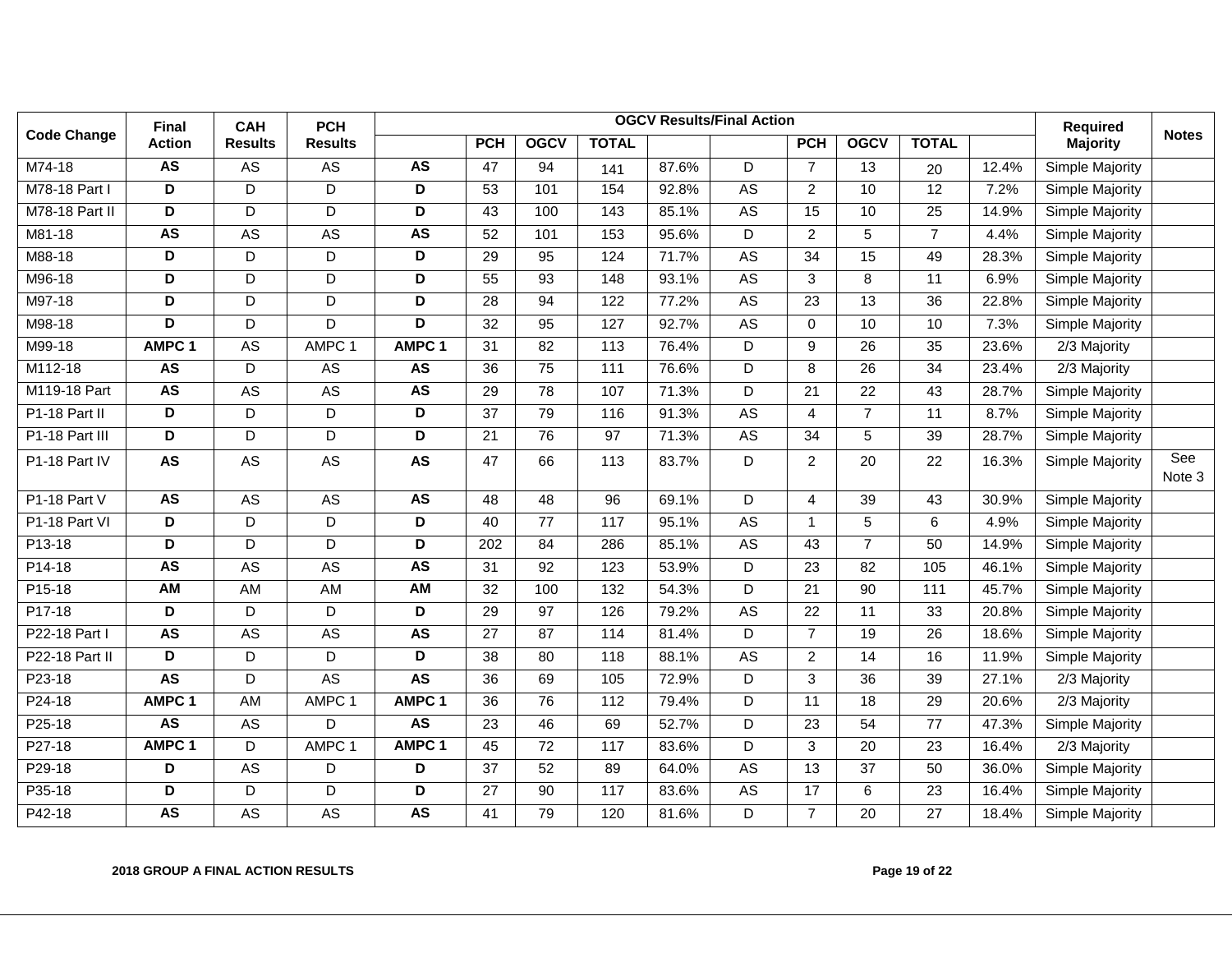| Code Change | Final Action | CAH Results | PCH Results | OGCV Results/Final Action | | | | | | | | | | Required Majority | Notes |
|---|---|---|---|---|---|---|---|---|---|---|---|---|---|---|---|
| | | | | | PCH | OGCV | TOTAL | | | PCH | OGCV | TOTAL | | | |
| M74-18 | **AS** | AS | AS | **AS** | 47 | 94 | 141 | 87.6% | D | 7 | 13 | 20 | 12.4% | Simple Majority | |
| M78-18 Part I | **D** | D | D | **D** | 53 | 101 | 154 | 92.8% | AS | 2 | 10 | 12 | 7.2% | Simple Majority | |
| M78-18 Part II | **D** | D | D | **D** | 43 | 100 | 143 | 85.1% | AS | 15 | 10 | 25 | 14.9% | Simple Majority | |
| M81-18 | **AS** | AS | AS | **AS** | 52 | 101 | 153 | 95.6% | D | 2 | 5 | 7 | 4.4% | Simple Majority | |
| M88-18 | **D** | D | D | **D** | 29 | 95 | 124 | 71.7% | AS | 34 | 15 | 49 | 28.3% | Simple Majority | |
| M96-18 | **D** | D | D | **D** | 55 | 93 | 148 | 93.1% | AS | 3 | 8 | 11 | 6.9% | Simple Majority | |
| M97-18 | **D** | D | D | **D** | 28 | 94 | 122 | 77.2% | AS | 23 | 13 | 36 | 22.8% | Simple Majority | |
| M98-18 | **D** | D | D | **D** | 32 | 95 | 127 | 92.7% | AS | 0 | 10 | 10 | 7.3% | Simple Majority | |
| M99-18 | **AMPC 1** | AS | AMPC 1 | **AMPC 1** | 31 | 82 | 113 | 76.4% | D | 9 | 26 | 35 | 23.6% | 2/3 Majority | |
| M112-18 | **AS** | D | AS | **AS** | 36 | 75 | 111 | 76.6% | D | 8 | 26 | 34 | 23.4% | 2/3 Majority | |
| M119-18 Part | **AS** | AS | AS | **AS** | 29 | 78 | 107 | 71.3% | D | 21 | 22 | 43 | 28.7% | Simple Majority | |
| P1-18 Part II | **D** | D | D | **D** | 37 | 79 | 116 | 91.3% | AS | 4 | 7 | 11 | 8.7% | Simple Majority | |
| P1-18 Part III | **D** | D | D | **D** | 21 | 76 | 97 | 71.3% | AS | 34 | 5 | 39 | 28.7% | Simple Majority | |
| P1-18 Part IV | **AS** | AS | AS | **AS** | 47 | 66 | 113 | 83.7% | D | 2 | 20 | 22 | 16.3% | Simple Majority | See Note 3 |
| P1-18 Part V | **AS** | AS | AS | **AS** | 48 | 48 | 96 | 69.1% | D | 4 | 39 | 43 | 30.9% | Simple Majority | |
| P1-18 Part VI | **D** | D | D | **D** | 40 | 77 | 117 | 95.1% | AS | 1 | 5 | 6 | 4.9% | Simple Majority | |
| P13-18 | **D** | D | D | **D** | 202 | 84 | 286 | 85.1% | AS | 43 | 7 | 50 | 14.9% | Simple Majority | |
| P14-18 | **AS** | AS | AS | **AS** | 31 | 92 | 123 | 53.9% | D | 23 | 82 | 105 | 46.1% | Simple Majority | |
| P15-18 | **AM** | AM | AM | **AM** | 32 | 100 | 132 | 54.3% | D | 21 | 90 | 111 | 45.7% | Simple Majority | |
| P17-18 | **D** | D | D | **D** | 29 | 97 | 126 | 79.2% | AS | 22 | 11 | 33 | 20.8% | Simple Majority | |
| P22-18 Part I | **AS** | AS | AS | **AS** | 27 | 87 | 114 | 81.4% | D | 7 | 19 | 26 | 18.6% | Simple Majority | |
| P22-18 Part II | **D** | D | D | **D** | 38 | 80 | 118 | 88.1% | AS | 2 | 14 | 16 | 11.9% | Simple Majority | |
| P23-18 | **AS** | D | AS | **AS** | 36 | 69 | 105 | 72.9% | D | 3 | 36 | 39 | 27.1% | 2/3 Majority | |
| P24-18 | **AMPC 1** | AM | AMPC 1 | **AMPC 1** | 36 | 76 | 112 | 79.4% | D | 11 | 18 | 29 | 20.6% | 2/3 Majority | |
| P25-18 | **AS** | AS | D | **AS** | 23 | 46 | 69 | 52.7% | D | 23 | 54 | 77 | 47.3% | Simple Majority | |
| P27-18 | **AMPC 1** | D | AMPC 1 | **AMPC 1** | 45 | 72 | 117 | 83.6% | D | 3 | 20 | 23 | 16.4% | 2/3 Majority | |
| P29-18 | **D** | AS | D | **D** | 37 | 52 | 89 | 64.0% | AS | 13 | 37 | 50 | 36.0% | Simple Majority | |
| P35-18 | **D** | D | D | **D** | 27 | 90 | 117 | 83.6% | AS | 17 | 6 | 23 | 16.4% | Simple Majority | |
| P42-18 | **AS** | AS | AS | **AS** | 41 | 79 | 120 | 81.6% | D | 7 | 20 | 27 | 18.4% | Simple Majority | |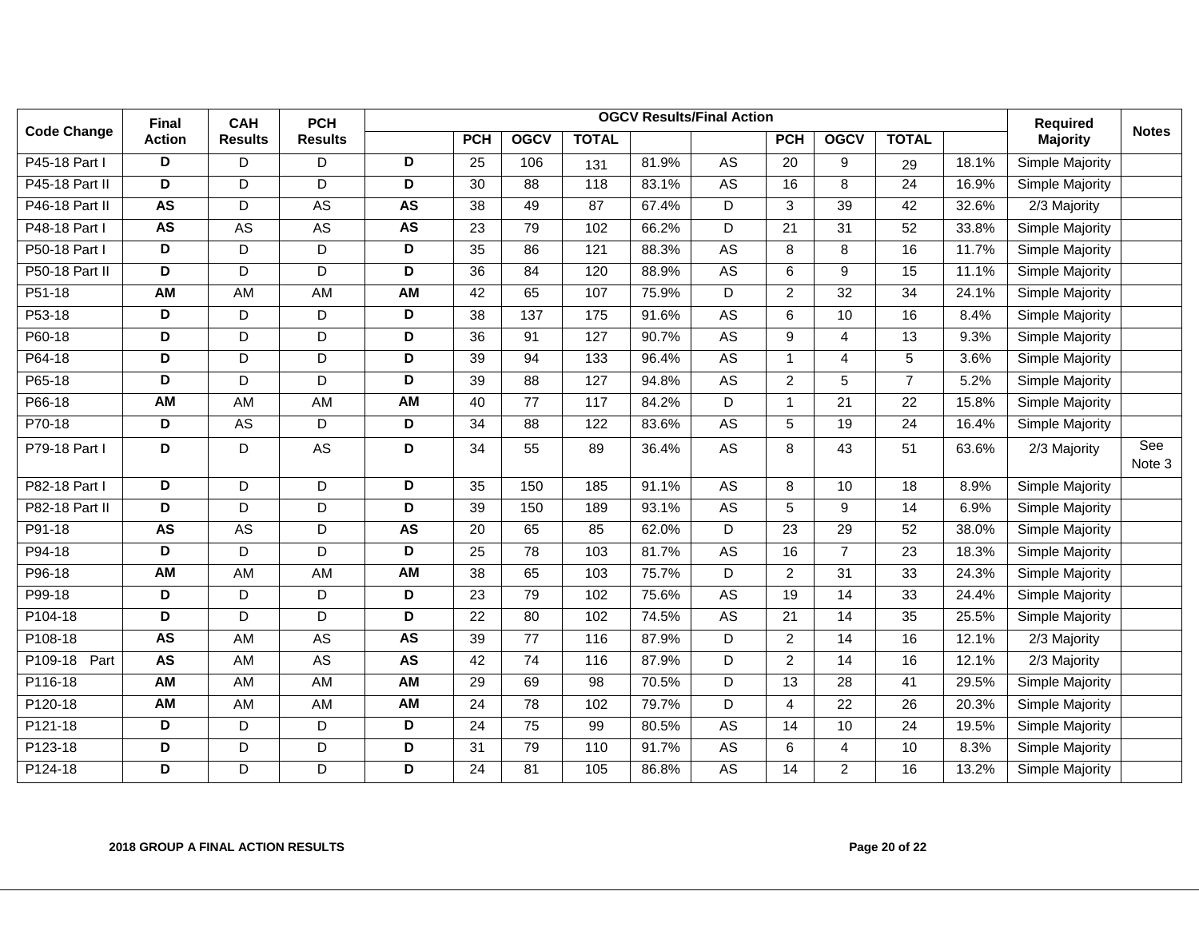| Code Change | Final Action | CAH Results | PCH Results | OGCV Results/Final Action | | | | | | | | | | Required Majority | Notes |
|---|---|---|---|---|---|---|---|---|---|---|---|---|---|---|---|
| | | | | | PCH | OGCV | TOTAL | | | PCH | OGCV | TOTAL | | | |
| P45-18 Part I | **D** | D | D | **D** | 25 | 106 | 131 | 81.9% | AS | 20 | 9 | 29 | 18.1% | Simple Majority | |
| P45-18 Part II | **D** | D | D | **D** | 30 | 88 | 118 | 83.1% | AS | 16 | 8 | 24 | 16.9% | Simple Majority | |
| P46-18 Part II | **AS** | D | AS | **AS** | 38 | 49 | 87 | 67.4% | D | 3 | 39 | 42 | 32.6% | 2/3 Majority | |
| P48-18 Part I | **AS** | AS | AS | **AS** | 23 | 79 | 102 | 66.2% | D | 21 | 31 | 52 | 33.8% | Simple Majority | |
| P50-18 Part I | **D** | D | D | **D** | 35 | 86 | 121 | 88.3% | AS | 8 | 8 | 16 | 11.7% | Simple Majority | |
| P50-18 Part II | **D** | D | D | **D** | 36 | 84 | 120 | 88.9% | AS | 6 | 9 | 15 | 11.1% | Simple Majority | |
| P51-18 | **AM** | AM | AM | **AM** | 42 | 65 | 107 | 75.9% | D | 2 | 32 | 34 | 24.1% | Simple Majority | |
| P53-18 | **D** | D | D | **D** | 38 | 137 | 175 | 91.6% | AS | 6 | 10 | 16 | 8.4% | Simple Majority | |
| P60-18 | **D** | D | D | **D** | 36 | 91 | 127 | 90.7% | AS | 9 | 4 | 13 | 9.3% | Simple Majority | |
| P64-18 | **D** | D | D | **D** | 39 | 94 | 133 | 96.4% | AS | 1 | 4 | 5 | 3.6% | Simple Majority | |
| P65-18 | **D** | D | D | **D** | 39 | 88 | 127 | 94.8% | AS | 2 | 5 | 7 | 5.2% | Simple Majority | |
| P66-18 | **AM** | AM | AM | **AM** | 40 | 77 | 117 | 84.2% | D | 1 | 21 | 22 | 15.8% | Simple Majority | |
| P70-18 | **D** | AS | D | **D** | 34 | 88 | 122 | 83.6% | AS | 5 | 19 | 24 | 16.4% | Simple Majority | |
| P79-18 Part I | **D** | D | AS | **D** | 34 | 55 | 89 | 36.4% | AS | 8 | 43 | 51 | 63.6% | 2/3 Majority | See Note 3 |
| P82-18 Part I | **D** | D | D | **D** | 35 | 150 | 185 | 91.1% | AS | 8 | 10 | 18 | 8.9% | Simple Majority | |
| P82-18 Part II | **D** | D | D | **D** | 39 | 150 | 189 | 93.1% | AS | 5 | 9 | 14 | 6.9% | Simple Majority | |
| P91-18 | **AS** | AS | D | **AS** | 20 | 65 | 85 | 62.0% | D | 23 | 29 | 52 | 38.0% | Simple Majority | |
| P94-18 | **D** | D | D | **D** | 25 | 78 | 103 | 81.7% | AS | 16 | 7 | 23 | 18.3% | Simple Majority | |
| P96-18 | **AM** | AM | AM | **AM** | 38 | 65 | 103 | 75.7% | D | 2 | 31 | 33 | 24.3% | Simple Majority | |
| P99-18 | **D** | D | D | **D** | 23 | 79 | 102 | 75.6% | AS | 19 | 14 | 33 | 24.4% | Simple Majority | |
| P104-18 | **D** | D | D | **D** | 22 | 80 | 102 | 74.5% | AS | 21 | 14 | 35 | 25.5% | Simple Majority | |
| P108-18 | **AS** | AM | AS | **AS** | 39 | 77 | 116 | 87.9% | D | 2 | 14 | 16 | 12.1% | 2/3 Majority | |
| P109-18 Part | **AS** | AM | AS | **AS** | 42 | 74 | 116 | 87.9% | D | 2 | 14 | 16 | 12.1% | 2/3 Majority | |
| P116-18 | **AM** | AM | AM | **AM** | 29 | 69 | 98 | 70.5% | D | 13 | 28 | 41 | 29.5% | Simple Majority | |
| P120-18 | **AM** | AM | AM | **AM** | 24 | 78 | 102 | 79.7% | D | 4 | 22 | 26 | 20.3% | Simple Majority | |
| P121-18 | **D** | D | D | **D** | 24 | 75 | 99 | 80.5% | AS | 14 | 10 | 24 | 19.5% | Simple Majority | |
| P123-18 | **D** | D | D | **D** | 31 | 79 | 110 | 91.7% | AS | 6 | 4 | 10 | 8.3% | Simple Majority | |
| P124-18 | **D** | D | D | **D** | 24 | 81 | 105 | 86.8% | AS | 14 | 2 | 16 | 13.2% | Simple Majority | |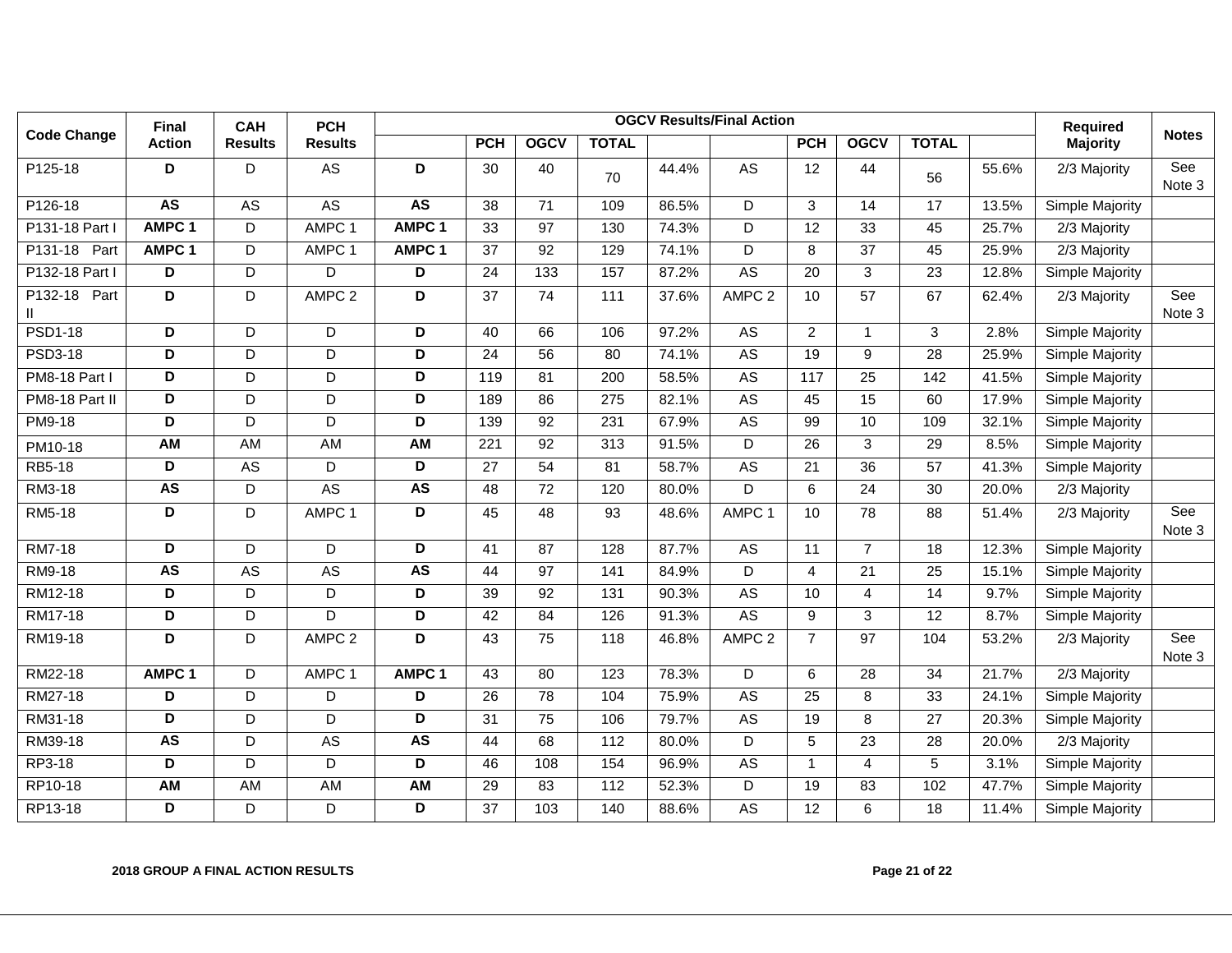| Code Change | Final Action | CAH Results | PCH Results | OGCV Results/Final Action | | | | | | | | | | Required Majority | Notes |
|---|---|---|---|---|---|---|---|---|---|---|---|---|---|---|---|
| | | | | | PCH | OGCV | TOTAL | | | PCH | OGCV | TOTAL | | | |
| P125-18 | **D** | D | AS | **D** | 30 | 40 | 70 | 44.4% | AS | 12 | 44 | 56 | 55.6% | 2/3 Majority | See Note 3 |
| P126-18 | **AS** | AS | AS | **AS** | 38 | 71 | 109 | 86.5% | D | 3 | 14 | 17 | 13.5% | Simple Majority | |
| P131-18 Part I | **AMPC 1** | D | AMPC 1 | **AMPC 1** | 33 | 97 | 130 | 74.3% | D | 12 | 33 | 45 | 25.7% | 2/3 Majority | |
| P131-18 Part | **AMPC 1** | D | AMPC 1 | **AMPC 1** | 37 | 92 | 129 | 74.1% | D | 8 | 37 | 45 | 25.9% | 2/3 Majority | |
| P132-18 Part I | **D** | D | D | **D** | 24 | 133 | 157 | 87.2% | AS | 20 | 3 | 23 | 12.8% | Simple Majority | |
| P132-18 Part II | **D** | D | AMPC 2 | **D** | 37 | 74 | 111 | 37.6% | AMPC 2 | 10 | 57 | 67 | 62.4% | 2/3 Majority | See Note 3 |
| PSD1-18 | **D** | D | D | **D** | 40 | 66 | 106 | 97.2% | AS | 2 | 1 | 3 | 2.8% | Simple Majority | |
| PSD3-18 | **D** | D | D | **D** | 24 | 56 | 80 | 74.1% | AS | 19 | 9 | 28 | 25.9% | Simple Majority | |
| PM8-18 Part I | **D** | D | D | **D** | 119 | 81 | 200 | 58.5% | AS | 117 | 25 | 142 | 41.5% | Simple Majority | |
| PM8-18 Part II | **D** | D | D | **D** | 189 | 86 | 275 | 82.1% | AS | 45 | 15 | 60 | 17.9% | Simple Majority | |
| PM9-18 | **D** | D | D | **D** | 139 | 92 | 231 | 67.9% | AS | 99 | 10 | 109 | 32.1% | Simple Majority | |
| PM10-18 | **AM** | AM | AM | **AM** | 221 | 92 | 313 | 91.5% | D | 26 | 3 | 29 | 8.5% | Simple Majority | |
| RB5-18 | **D** | AS | D | **D** | 27 | 54 | 81 | 58.7% | AS | 21 | 36 | 57 | 41.3% | Simple Majority | |
| RM3-18 | **AS** | D | AS | **AS** | 48 | 72 | 120 | 80.0% | D | 6 | 24 | 30 | 20.0% | 2/3 Majority | |
| RM5-18 | **D** | D | AMPC 1 | **D** | 45 | 48 | 93 | 48.6% | AMPC 1 | 10 | 78 | 88 | 51.4% | 2/3 Majority | See Note 3 |
| RM7-18 | **D** | D | D | **D** | 41 | 87 | 128 | 87.7% | AS | 11 | 7 | 18 | 12.3% | Simple Majority | |
| RM9-18 | **AS** | AS | AS | **AS** | 44 | 97 | 141 | 84.9% | D | 4 | 21 | 25 | 15.1% | Simple Majority | |
| RM12-18 | **D** | D | D | **D** | 39 | 92 | 131 | 90.3% | AS | 10 | 4 | 14 | 9.7% | Simple Majority | |
| RM17-18 | **D** | D | D | **D** | 42 | 84 | 126 | 91.3% | AS | 9 | 3 | 12 | 8.7% | Simple Majority | |
| RM19-18 | **D** | D | AMPC 2 | **D** | 43 | 75 | 118 | 46.8% | AMPC 2 | 7 | 97 | 104 | 53.2% | 2/3 Majority | See Note 3 |
| RM22-18 | **AMPC 1** | D | AMPC 1 | **AMPC 1** | 43 | 80 | 123 | 78.3% | D | 6 | 28 | 34 | 21.7% | 2/3 Majority | |
| RM27-18 | **D** | D | D | **D** | 26 | 78 | 104 | 75.9% | AS | 25 | 8 | 33 | 24.1% | Simple Majority | |
| RM31-18 | **D** | D | D | **D** | 31 | 75 | 106 | 79.7% | AS | 19 | 8 | 27 | 20.3% | Simple Majority | |
| RM39-18 | **AS** | D | AS | **AS** | 44 | 68 | 112 | 80.0% | D | 5 | 23 | 28 | 20.0% | 2/3 Majority | |
| RP3-18 | **D** | D | D | **D** | 46 | 108 | 154 | 96.9% | AS | 1 | 4 | 5 | 3.1% | Simple Majority | |
| RP10-18 | **AM** | AM | AM | **AM** | 29 | 83 | 112 | 52.3% | D | 19 | 83 | 102 | 47.7% | Simple Majority | |
| RP13-18 | **D** | D | D | **D** | 37 | 103 | 140 | 88.6% | AS | 12 | 6 | 18 | 11.4% | Simple Majority | |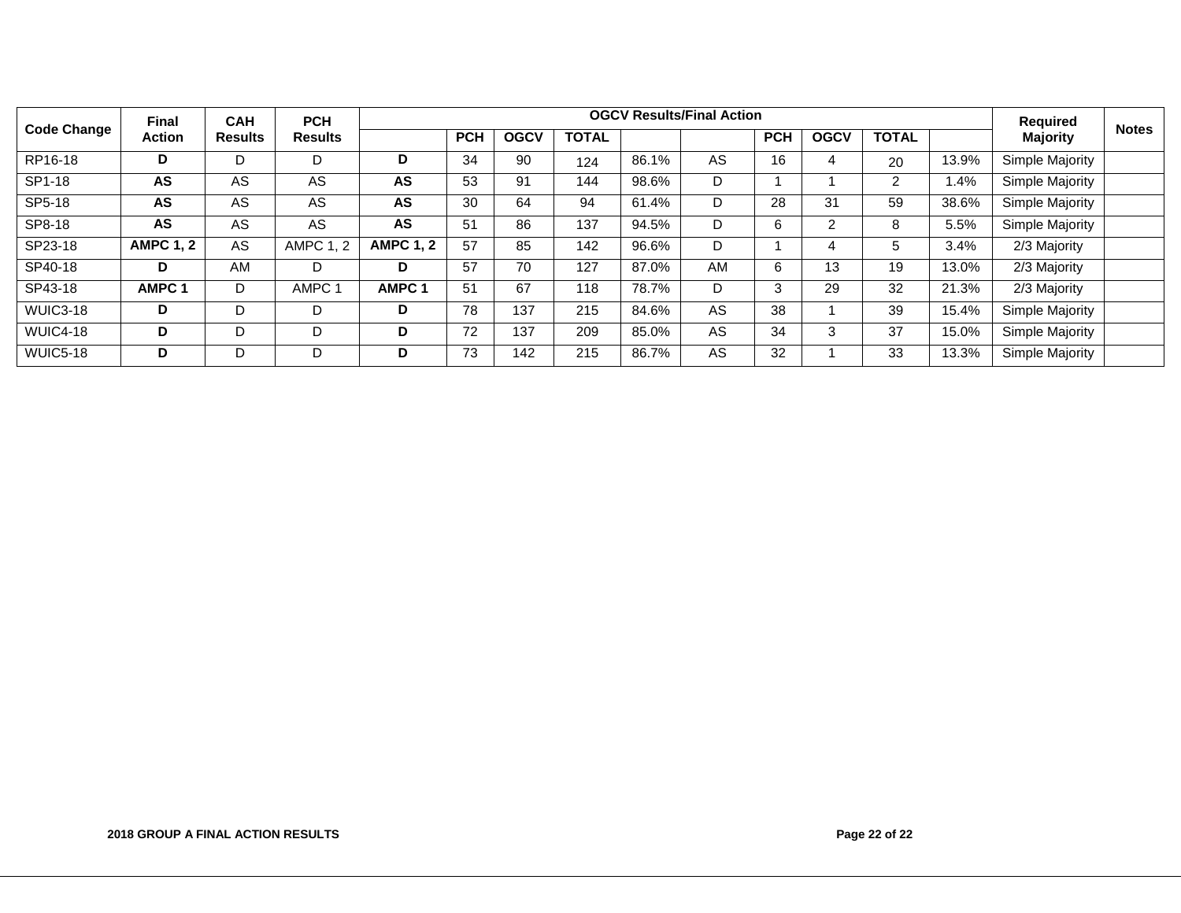| Code Change | Final Action | CAH Results | PCH Results | OGCV Results/Final Action | | | | | | | | | | Required Majority | Notes |
|---|---|---|---|---|---|---|---|---|---|---|---|---|---|---|---|
| | | | | | PCH | OGCV | TOTAL | | | PCH | OGCV | TOTAL | | | |
| RP16-18 | **D** | D | D | **D** | 34 | 90 | 124 | 86.1% | AS | 16 | 4 | 20 | 13.9% | Simple Majority | |
| SP1-18 | **AS** | AS | AS | **AS** | 53 | 91 | 144 | 98.6% | D | 1 | 1 | 2 | 1.4% | Simple Majority | |
| SP5-18 | **AS** | AS | AS | **AS** | 30 | 64 | 94 | 61.4% | D | 28 | 31 | 59 | 38.6% | Simple Majority | |
| SP8-18 | **AS** | AS | AS | **AS** | 51 | 86 | 137 | 94.5% | D | 6 | 2 | 8 | 5.5% | Simple Majority | |
| SP23-18 | **AMPC 1, 2** | AS | AMPC 1, 2 | **AMPC 1, 2** | 57 | 85 | 142 | 96.6% | D | 1 | 4 | 5 | 3.4% | 2/3 Majority | |
| SP40-18 | **D** | AM | D | **D** | 57 | 70 | 127 | 87.0% | AM | 6 | 13 | 19 | 13.0% | 2/3 Majority | |
| SP43-18 | **AMPC 1** | D | AMPC 1 | **AMPC 1** | 51 | 67 | 118 | 78.7% | D | 3 | 29 | 32 | 21.3% | 2/3 Majority | |
| WUIC3-18 | **D** | D | D | **D** | 78 | 137 | 215 | 84.6% | AS | 38 | 1 | 39 | 15.4% | Simple Majority | |
| WUIC4-18 | **D** | D | D | **D** | 72 | 137 | 209 | 85.0% | AS | 34 | 3 | 37 | 15.0% | Simple Majority | |
| WUIC5-18 | **D** | D | D | **D** | 73 | 142 | 215 | 86.7% | AS | 32 | 1 | 33 | 13.3% | Simple Majority | |